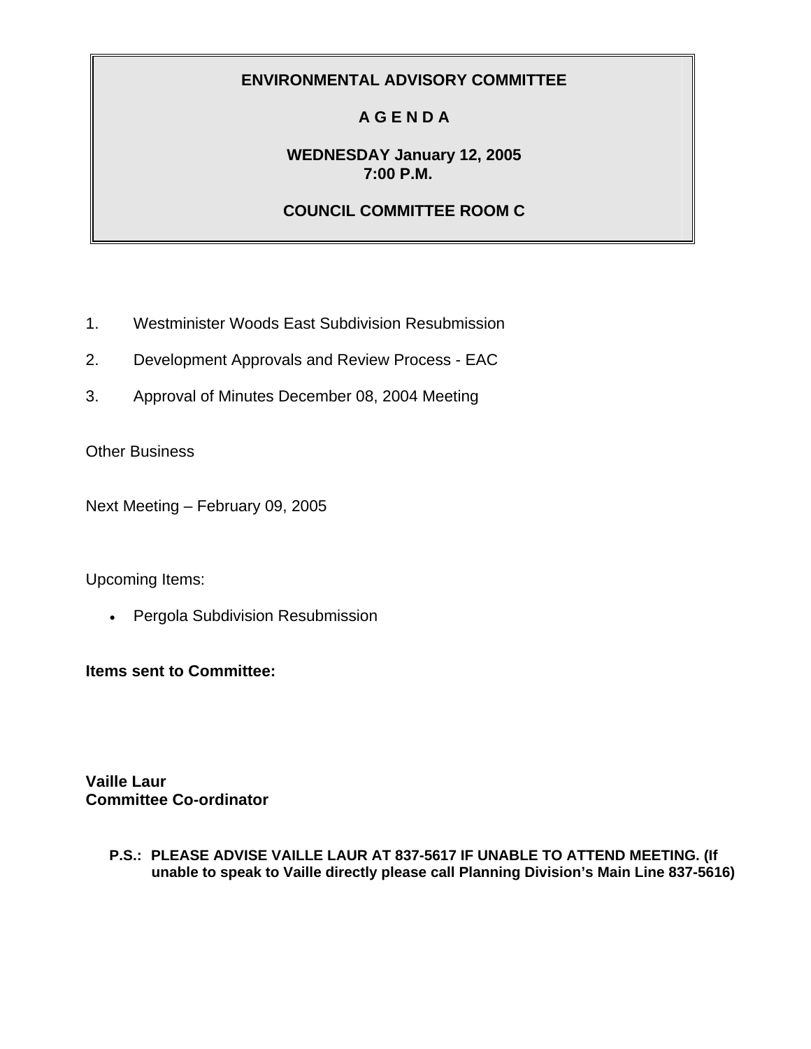# ENVIRONMENTAL ADVISORY COMMITTEE

## A G E N D A

**WEDNESDAY January 12, 2005**
**7:00 P.M.**

**COUNCIL COMMITTEE ROOM C**

1. Westminister Woods East Subdivision Resubmission
2. Development Approvals and Review Process - EAC
3. Approval of Minutes December 08, 2004 Meeting

Other Business

Next Meeting – February 09, 2005

Upcoming Items:

- Pergola Subdivision Resubmission

**Items sent to Committee:**

**Vaille Laur**
**Committee Co-ordinator**

**P.S.: PLEASE ADVISE VAILLE LAUR AT 837-5617 IF UNABLE TO ATTEND MEETING. (If unable to speak to Vaille directly please call Planning Division's Main Line 837-5616)**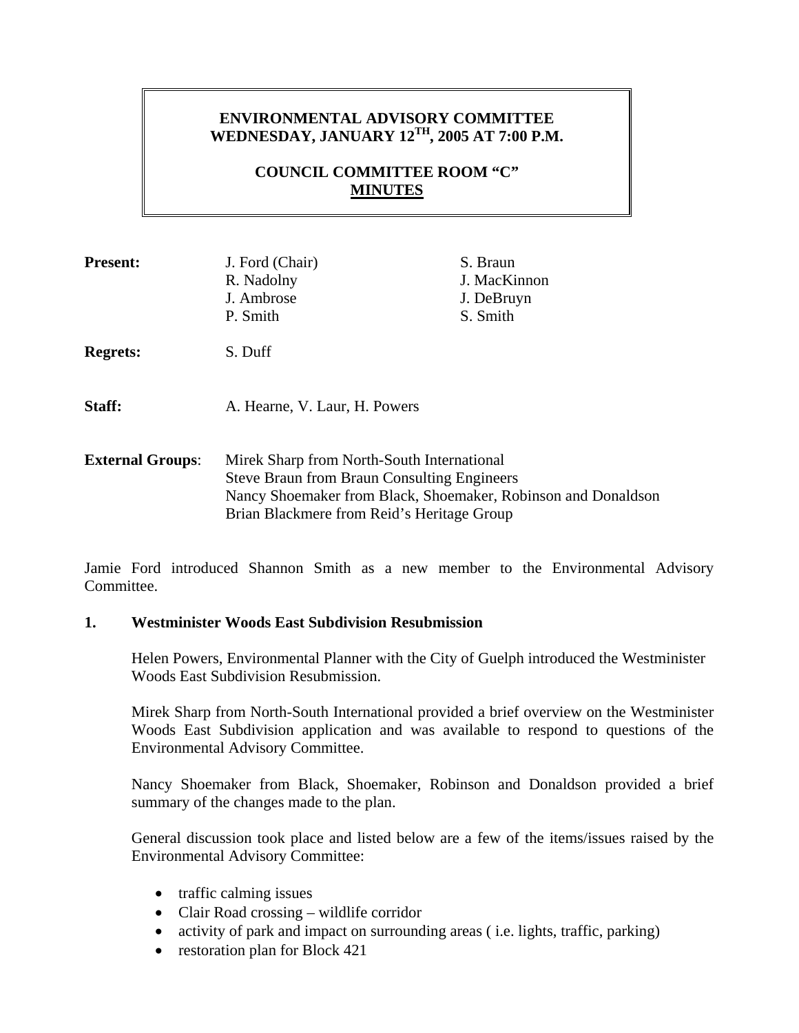# ENVIRONMENTAL ADVISORY COMMITTEE
## WEDNESDAY, JANUARY 12TH, 2005 AT 7:00 P.M.

## COUNCIL COMMITTEE ROOM "C"
## MINUTES

**Present:** J. Ford (Chair), R. Nadolny, J. Ambrose, P. Smith, S. Braun, J. MacKinnon, J. DeBruyn, S. Smith

**Regrets:** S. Duff

**Staff:** A. Hearne, V. Laur, H. Powers

**External Groups**:
Mirek Sharp from North-South International
Steve Braun from Braun Consulting Engineers
Nancy Shoemaker from Black, Shoemaker, Robinson and Donaldson
Brian Blackmere from Reid's Heritage Group

Jamie Ford introduced Shannon Smith as a new member to the Environmental Advisory Committee.

### 1. Westminister Woods East Subdivision Resubmission

Helen Powers, Environmental Planner with the City of Guelph introduced the Westminister Woods East Subdivision Resubmission.

Mirek Sharp from North-South International provided a brief overview on the Westminister Woods East Subdivision application and was available to respond to questions of the Environmental Advisory Committee.

Nancy Shoemaker from Black, Shoemaker, Robinson and Donaldson provided a brief summary of the changes made to the plan.

General discussion took place and listed below are a few of the items/issues raised by the Environmental Advisory Committee:

- traffic calming issues
- Clair Road crossing – wildlife corridor
- activity of park and impact on surrounding areas ( i.e. lights, traffic, parking)
- restoration plan for Block 421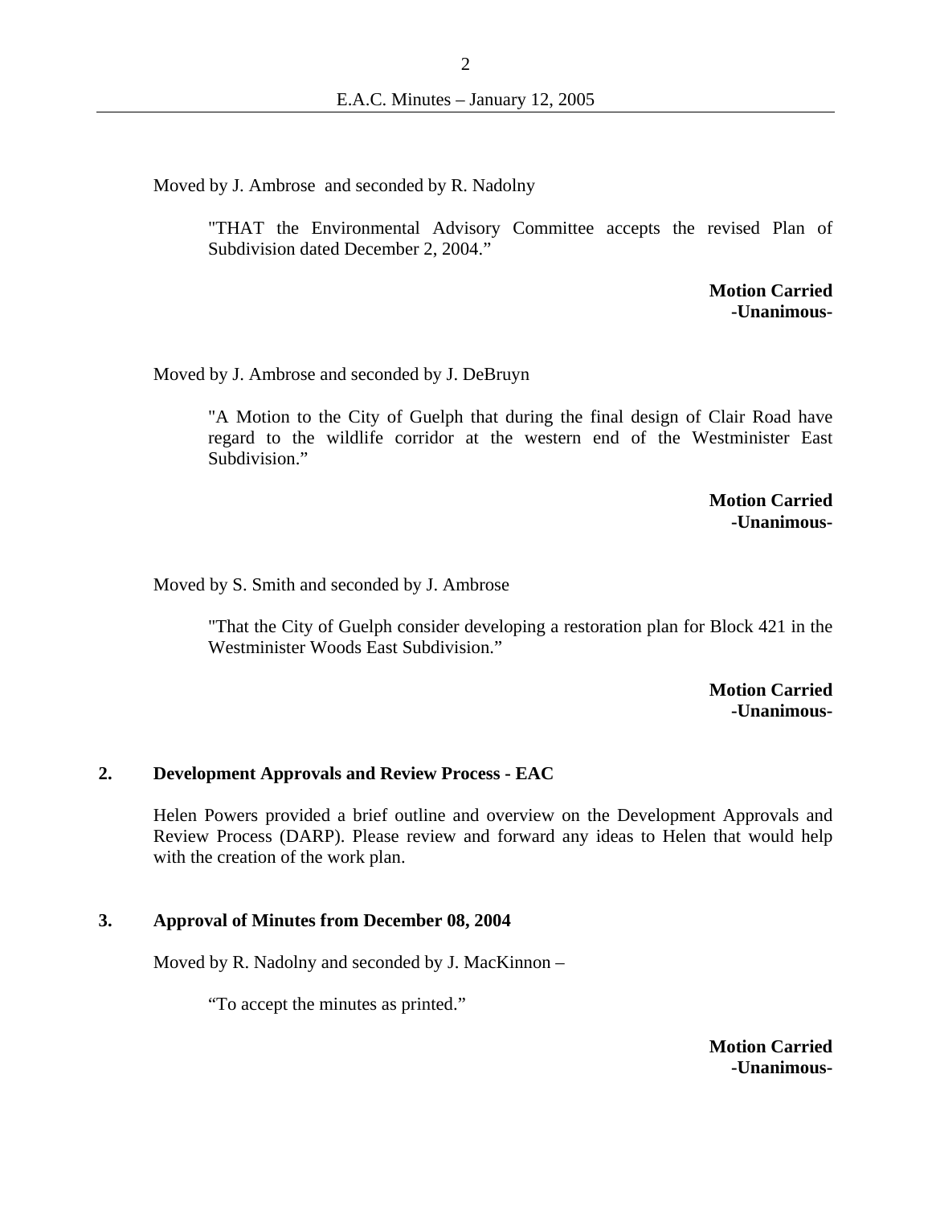Moved by J. Ambrose and seconded by R. Nadolny

> "THAT the Environmental Advisory Committee accepts the revised Plan of Subdivision dated December 2, 2004."

**Motion Carried**
**-Unanimous-**

Moved by J. Ambrose and seconded by J. DeBruyn

> "A Motion to the City of Guelph that during the final design of Clair Road have regard to the wildlife corridor at the western end of the Westminister East Subdivision."

**Motion Carried**
**-Unanimous-**

Moved by S. Smith and seconded by J. Ambrose

> "That the City of Guelph consider developing a restoration plan for Block 421 in the Westminister Woods East Subdivision."

**Motion Carried**
**-Unanimous-**

## 2. Development Approvals and Review Process - EAC

Helen Powers provided a brief outline and overview on the Development Approvals and Review Process (DARP). Please review and forward any ideas to Helen that would help with the creation of the work plan.

## 3. Approval of Minutes from December 08, 2004

Moved by R. Nadolny and seconded by J. MacKinnon –

> "To accept the minutes as printed."

**Motion Carried**
**-Unanimous-**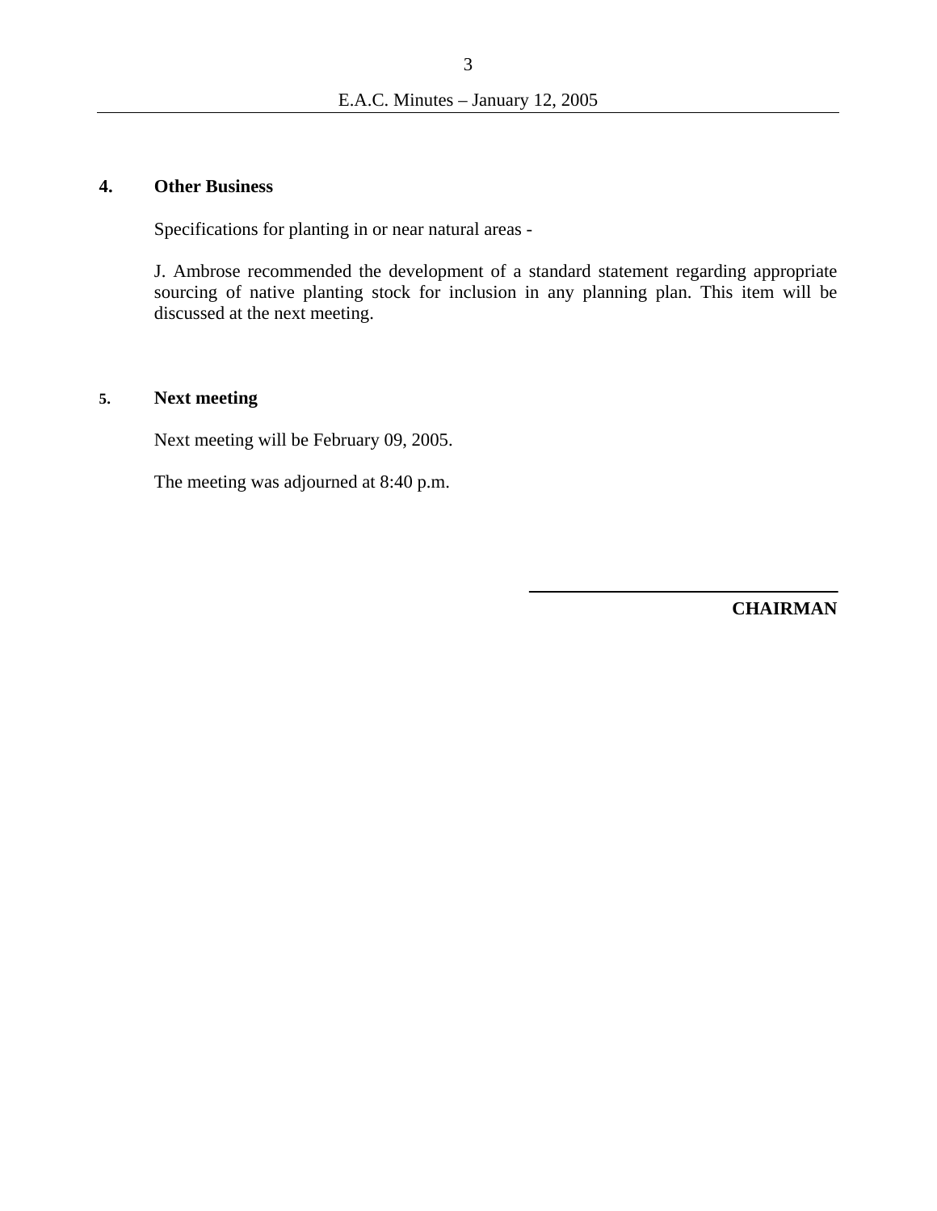## 4. Other Business

Specifications for planting in or near natural areas -

J. Ambrose recommended the development of a standard statement regarding appropriate sourcing of native planting stock for inclusion in any planning plan. This item will be discussed at the next meeting.

## 5. Next meeting

Next meeting will be February 09, 2005.

The meeting was adjourned at 8:40 p.m.

\_\_\_\_\_\_\_\_\_\_\_\_\_\_\_\_\_\_\_\_\_\_\_\_\_\_\_\_\_\_

**CHAIRMAN**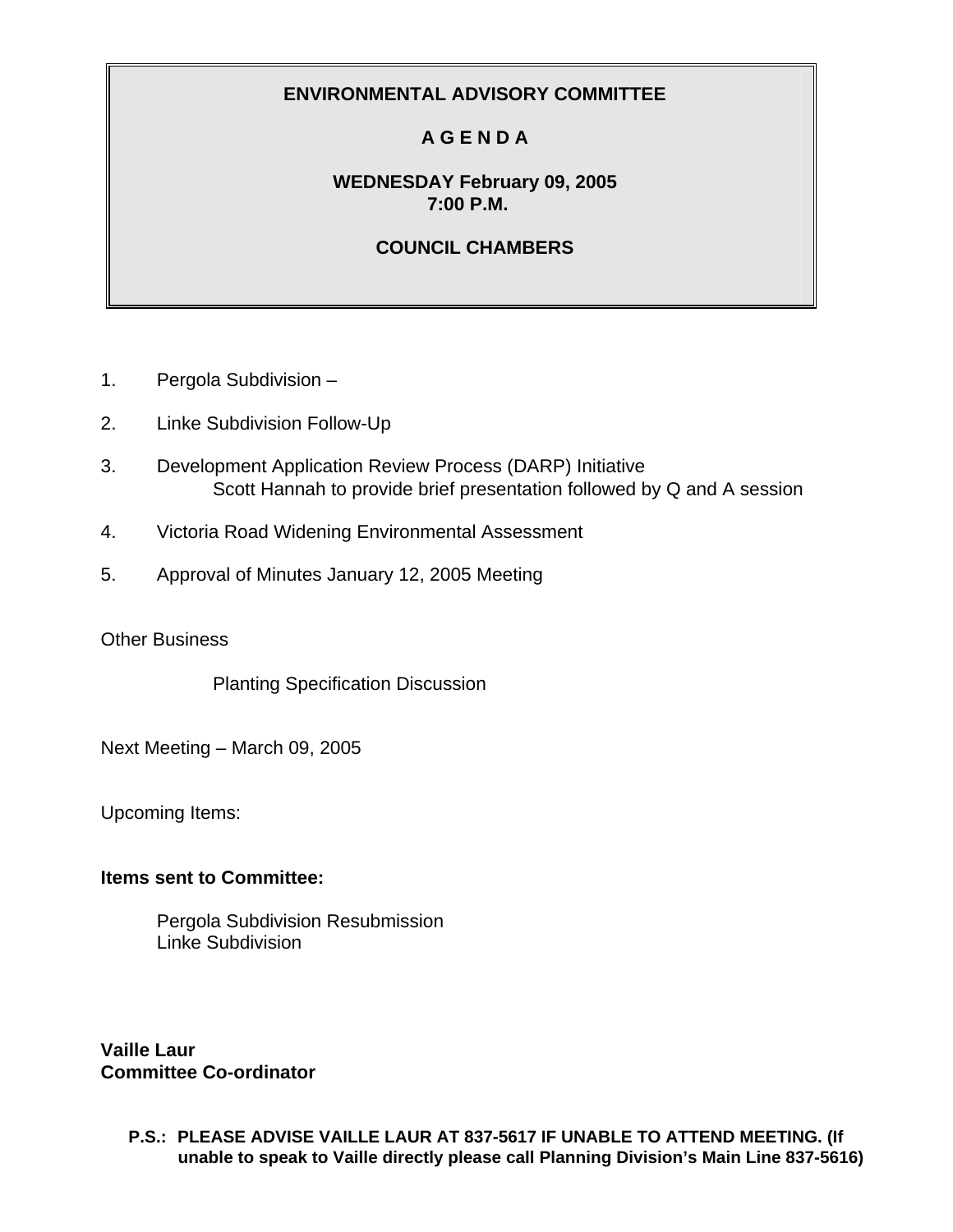**ENVIRONMENTAL ADVISORY COMMITTEE**

**A G E N D A**

**WEDNESDAY February 09, 2005**
**7:00 P.M.**

**COUNCIL CHAMBERS**

1. Pergola Subdivision –

2. Linke Subdivision Follow-Up

3. Development Application Review Process (DARP) Initiative
   Scott Hannah to provide brief presentation followed by Q and A session

4. Victoria Road Widening Environmental Assessment

5. Approval of Minutes January 12, 2005 Meeting

Other Business

Planting Specification Discussion

Next Meeting – March 09, 2005

Upcoming Items:

**Items sent to Committee:**

Pergola Subdivision Resubmission
Linke Subdivision

**Vaille Laur**
**Committee Co-ordinator**

**P.S.: PLEASE ADVISE VAILLE LAUR AT 837-5617 IF UNABLE TO ATTEND MEETING. (If unable to speak to Vaille directly please call Planning Division's Main Line 837-5616)**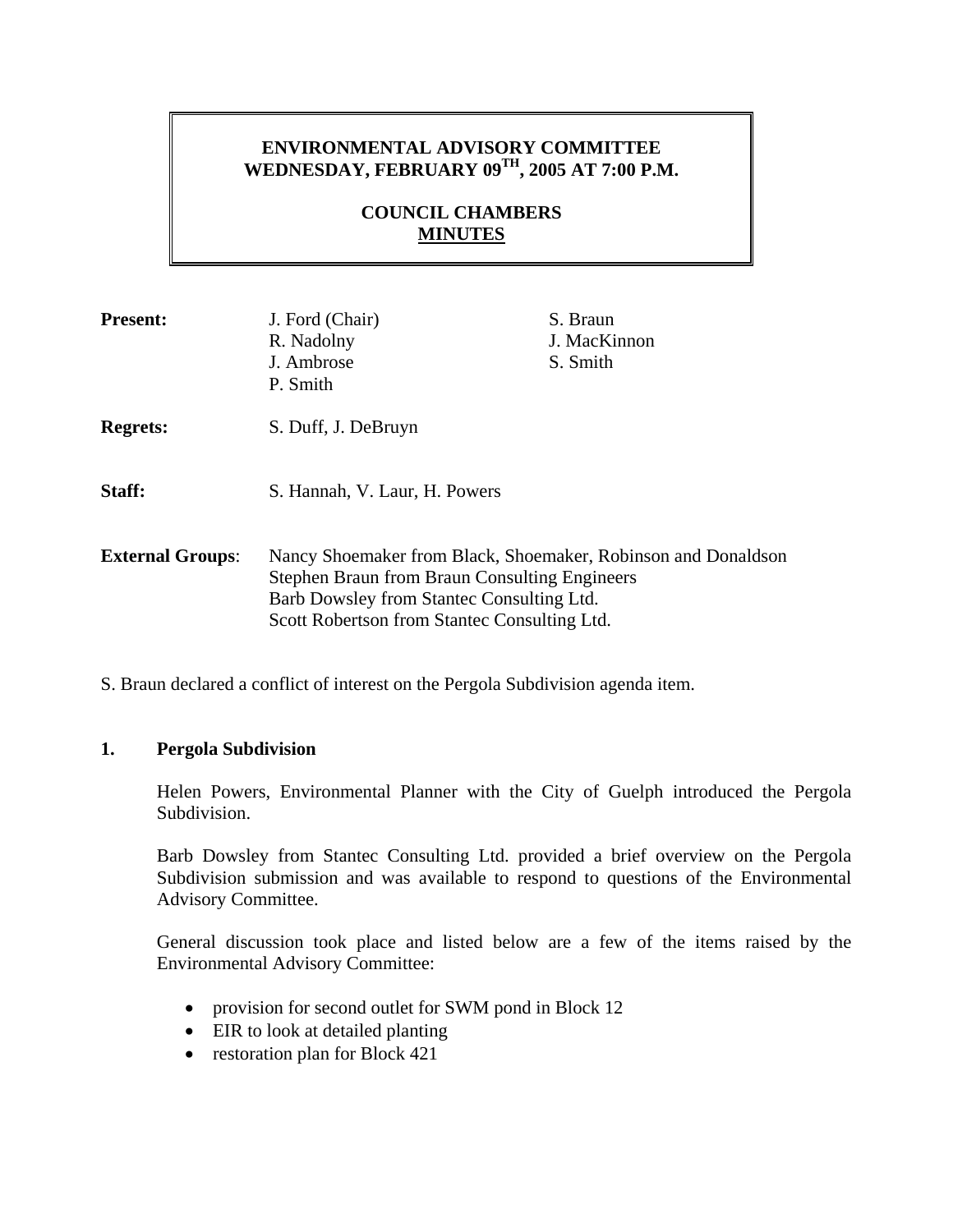**ENVIRONMENTAL ADVISORY COMMITTEE**
**WEDNESDAY, FEBRUARY 09TH, 2005 AT 7:00 P.M.**

**COUNCIL CHAMBERS**
**MINUTES**

**Present:** J. Ford (Chair), R. Nadolny, J. Ambrose, P. Smith, S. Braun, J. MacKinnon, S. Smith

**Regrets:** S. Duff, J. DeBruyn

**Staff:** S. Hannah, V. Laur, H. Powers

**External Groups**:
Nancy Shoemaker from Black, Shoemaker, Robinson and Donaldson
Stephen Braun from Braun Consulting Engineers
Barb Dowsley from Stantec Consulting Ltd.
Scott Robertson from Stantec Consulting Ltd.

S. Braun declared a conflict of interest on the Pergola Subdivision agenda item.

## 1. Pergola Subdivision

Helen Powers, Environmental Planner with the City of Guelph introduced the Pergola Subdivision.

Barb Dowsley from Stantec Consulting Ltd. provided a brief overview on the Pergola Subdivision submission and was available to respond to questions of the Environmental Advisory Committee.

General discussion took place and listed below are a few of the items raised by the Environmental Advisory Committee:

- provision for second outlet for SWM pond in Block 12
- EIR to look at detailed planting
- restoration plan for Block 421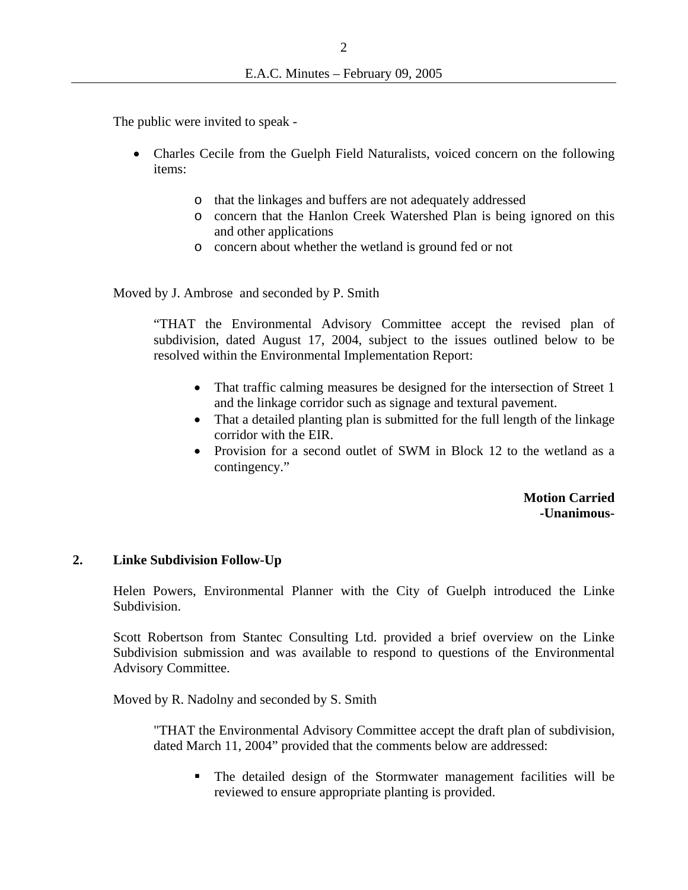The public were invited to speak -

- Charles Cecile from the Guelph Field Naturalists, voiced concern on the following items:
  - that the linkages and buffers are not adequately addressed
  - concern that the Hanlon Creek Watershed Plan is being ignored on this and other applications
  - concern about whether the wetland is ground fed or not

Moved by J. Ambrose and seconded by P. Smith

> "THAT the Environmental Advisory Committee accept the revised plan of subdivision, dated August 17, 2004, subject to the issues outlined below to be resolved within the Environmental Implementation Report:
>
> - That traffic calming measures be designed for the intersection of Street 1 and the linkage corridor such as signage and textural pavement.
> - That a detailed planting plan is submitted for the full length of the linkage corridor with the EIR.
> - Provision for a second outlet of SWM in Block 12 to the wetland as a contingency."

**Motion Carried**
**-Unanimous-**

## 2. Linke Subdivision Follow-Up

Helen Powers, Environmental Planner with the City of Guelph introduced the Linke Subdivision.

Scott Robertson from Stantec Consulting Ltd. provided a brief overview on the Linke Subdivision submission and was available to respond to questions of the Environmental Advisory Committee.

Moved by R. Nadolny and seconded by S. Smith

> "THAT the Environmental Advisory Committee accept the draft plan of subdivision, dated March 11, 2004" provided that the comments below are addressed:
>
> - The detailed design of the Stormwater management facilities will be reviewed to ensure appropriate planting is provided.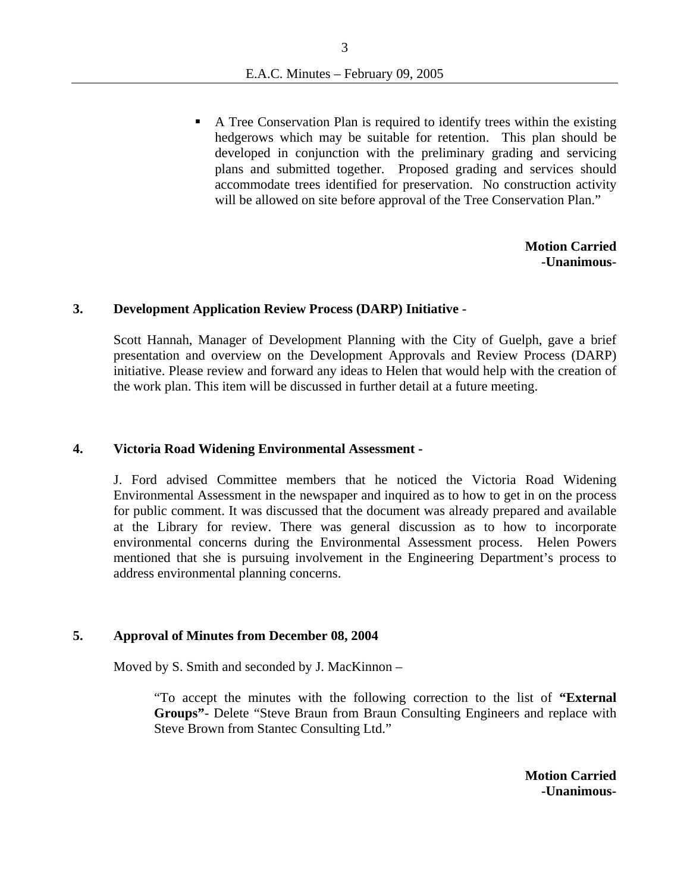- A Tree Conservation Plan is required to identify trees within the existing hedgerows which may be suitable for retention. This plan should be developed in conjunction with the preliminary grading and servicing plans and submitted together. Proposed grading and services should accommodate trees identified for preservation. No construction activity will be allowed on site before approval of the Tree Conservation Plan."

**Motion Carried**
**-Unanimous-**

## 3. Development Application Review Process (DARP) Initiative -

Scott Hannah, Manager of Development Planning with the City of Guelph, gave a brief presentation and overview on the Development Approvals and Review Process (DARP) initiative. Please review and forward any ideas to Helen that would help with the creation of the work plan. This item will be discussed in further detail at a future meeting.

## 4. Victoria Road Widening Environmental Assessment -

J. Ford advised Committee members that he noticed the Victoria Road Widening Environmental Assessment in the newspaper and inquired as to how to get in on the process for public comment. It was discussed that the document was already prepared and available at the Library for review. There was general discussion as to how to incorporate environmental concerns during the Environmental Assessment process. Helen Powers mentioned that she is pursuing involvement in the Engineering Department's process to address environmental planning concerns.

## 5. Approval of Minutes from December 08, 2004

Moved by S. Smith and seconded by J. MacKinnon –

> "To accept the minutes with the following correction to the list of **"External Groups"**- Delete "Steve Braun from Braun Consulting Engineers and replace with Steve Brown from Stantec Consulting Ltd."

**Motion Carried**
**-Unanimous-**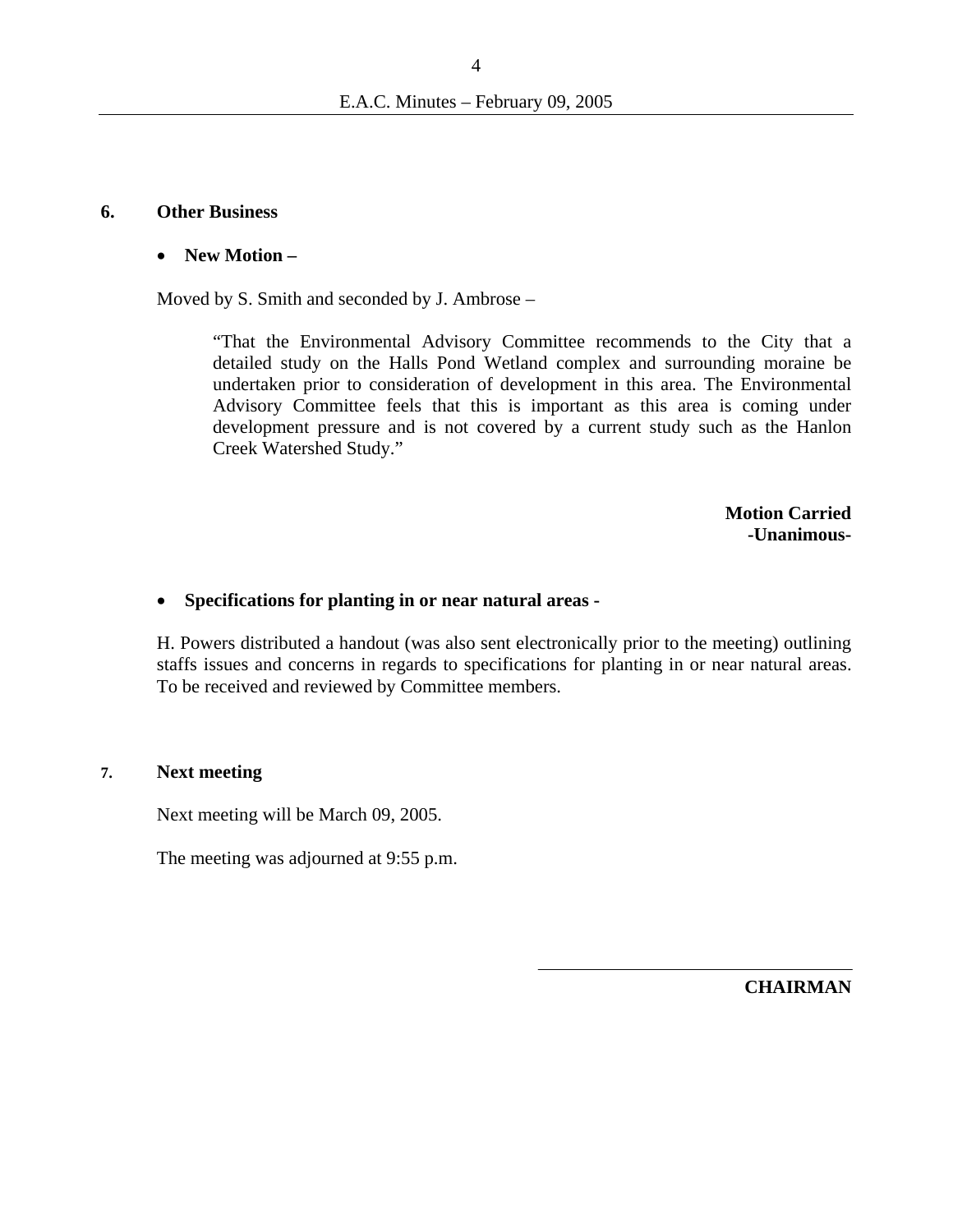## 6. Other Business

- **New Motion –**

Moved by S. Smith and seconded by J. Ambrose –

> "That the Environmental Advisory Committee recommends to the City that a detailed study on the Halls Pond Wetland complex and surrounding moraine be undertaken prior to consideration of development in this area. The Environmental Advisory Committee feels that this is important as this area is coming under development pressure and is not covered by a current study such as the Hanlon Creek Watershed Study."

**Motion Carried**
**-Unanimous-**

- **Specifications for planting in or near natural areas -**

H. Powers distributed a handout (was also sent electronically prior to the meeting) outlining staffs issues and concerns in regards to specifications for planting in or near natural areas. To be received and reviewed by Committee members.

## 7. Next meeting

Next meeting will be March 09, 2005.

The meeting was adjourned at 9:55 p.m.

______________________________

**CHAIRMAN**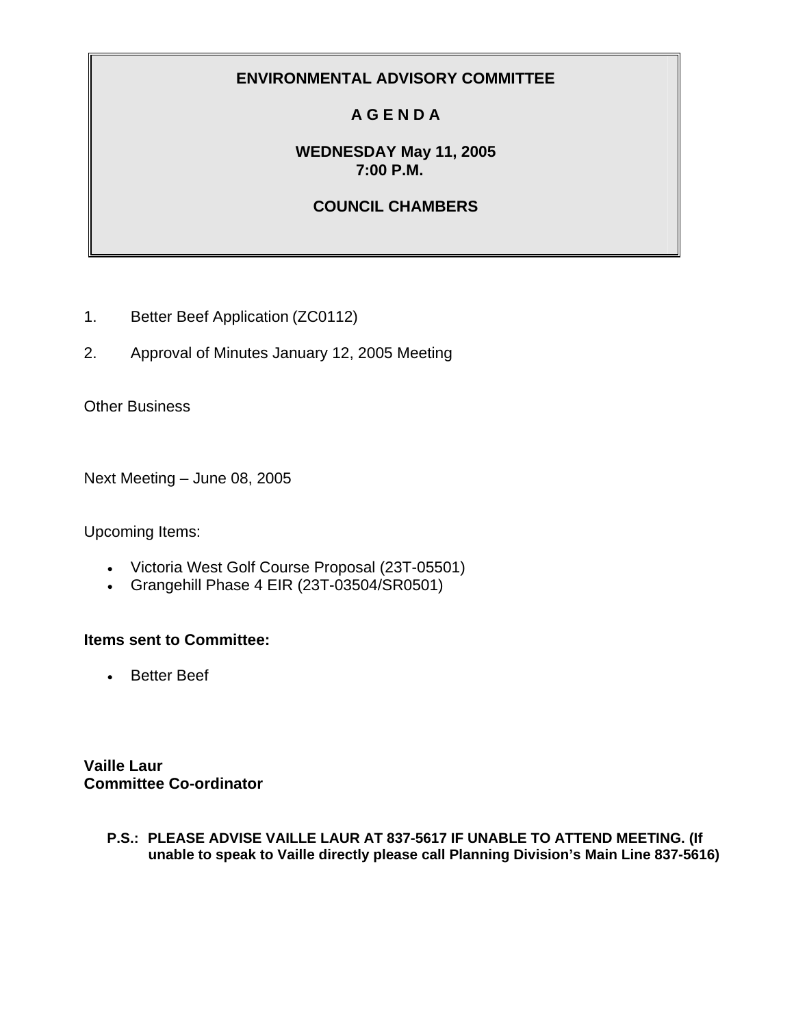# ENVIRONMENTAL ADVISORY COMMITTEE

## A G E N D A

**WEDNESDAY May 11, 2005**
**7:00 P.M.**

**COUNCIL CHAMBERS**

1. Better Beef Application (ZC0112)

2. Approval of Minutes January 12, 2005 Meeting

Other Business

Next Meeting – June 08, 2005

Upcoming Items:

- Victoria West Golf Course Proposal (23T-05501)
- Grangehill Phase 4 EIR (23T-03504/SR0501)

**Items sent to Committee:**

- Better Beef

**Vaille Laur**
**Committee Co-ordinator**

**P.S.: PLEASE ADVISE VAILLE LAUR AT 837-5617 IF UNABLE TO ATTEND MEETING. (If unable to speak to Vaille directly please call Planning Division's Main Line 837-5616)**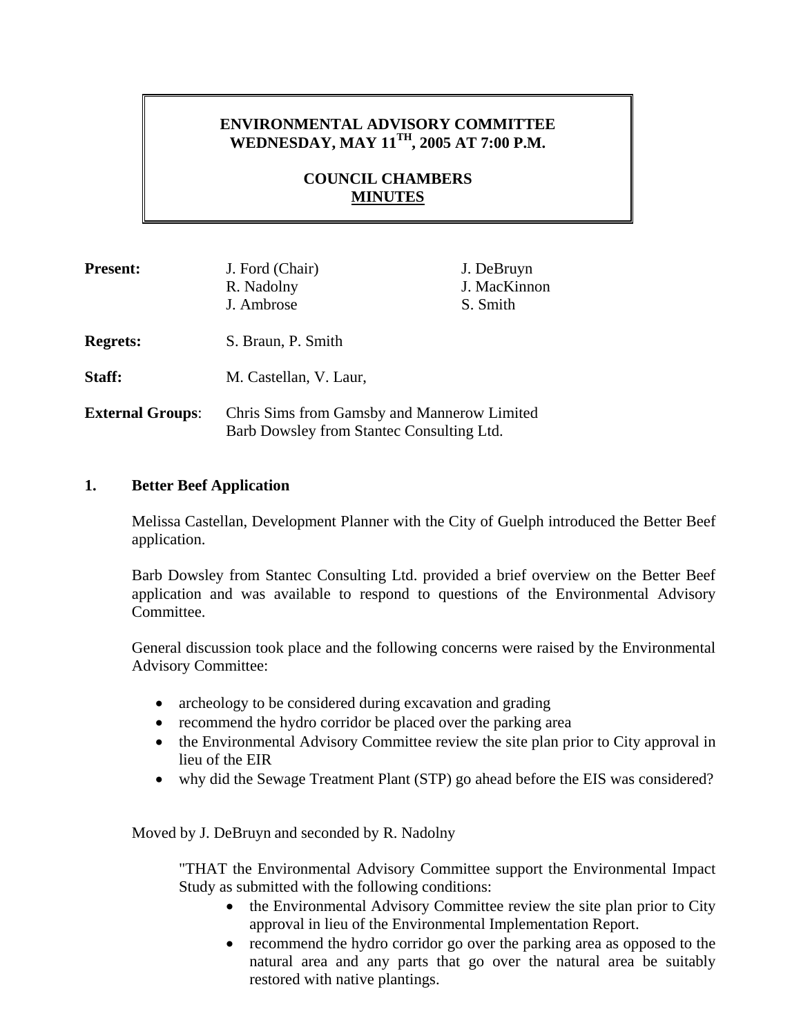# ENVIRONMENTAL ADVISORY COMMITTEE
## WEDNESDAY, MAY 11TH, 2005 AT 7:00 P.M.

## COUNCIL CHAMBERS
## MINUTES

**Present:** J. Ford (Chair), R. Nadolny, J. Ambrose, J. DeBruyn, J. MacKinnon, S. Smith

**Regrets:** S. Braun, P. Smith

**Staff:** M. Castellan, V. Laur,

**External Groups**: Chris Sims from Gamsby and Mannerow Limited
Barb Dowsley from Stantec Consulting Ltd.

### 1. Better Beef Application

Melissa Castellan, Development Planner with the City of Guelph introduced the Better Beef application.

Barb Dowsley from Stantec Consulting Ltd. provided a brief overview on the Better Beef application and was available to respond to questions of the Environmental Advisory Committee.

General discussion took place and the following concerns were raised by the Environmental Advisory Committee:

- archeology to be considered during excavation and grading
- recommend the hydro corridor be placed over the parking area
- the Environmental Advisory Committee review the site plan prior to City approval in lieu of the EIR
- why did the Sewage Treatment Plant (STP) go ahead before the EIS was considered?

Moved by J. DeBruyn and seconded by R. Nadolny

"THAT the Environmental Advisory Committee support the Environmental Impact Study as submitted with the following conditions:

- the Environmental Advisory Committee review the site plan prior to City approval in lieu of the Environmental Implementation Report.
- recommend the hydro corridor go over the parking area as opposed to the natural area and any parts that go over the natural area be suitably restored with native plantings.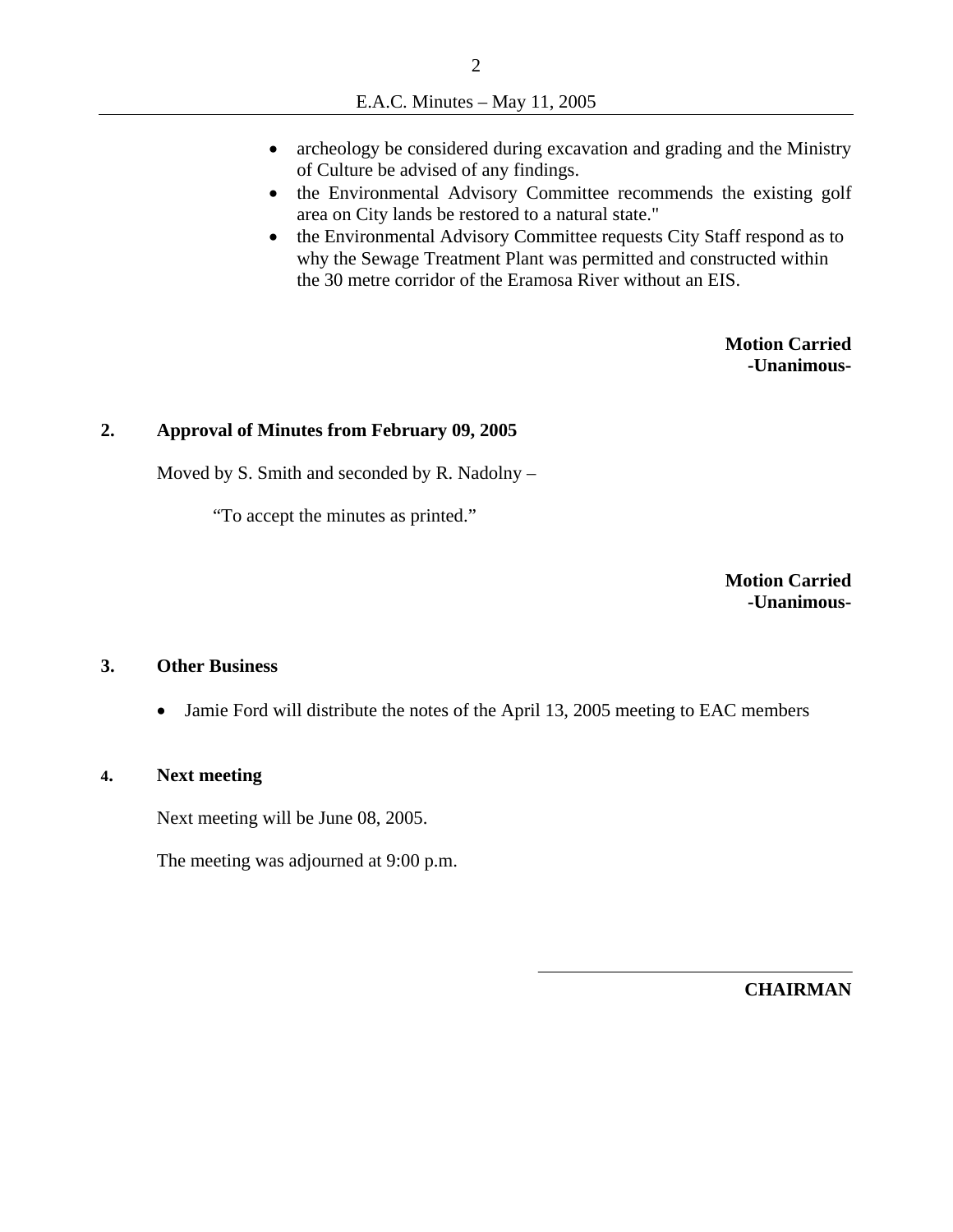- archeology be considered during excavation and grading and the Ministry of Culture be advised of any findings.
- the Environmental Advisory Committee recommends the existing golf area on City lands be restored to a natural state."
- the Environmental Advisory Committee requests City Staff respond as to why the Sewage Treatment Plant was permitted and constructed within the 30 metre corridor of the Eramosa River without an EIS.

**Motion Carried**
**-Unanimous-**

## 2. Approval of Minutes from February 09, 2005

Moved by S. Smith and seconded by R. Nadolny –

"To accept the minutes as printed."

**Motion Carried**
**-Unanimous-**

## 3. Other Business

- Jamie Ford will distribute the notes of the April 13, 2005 meeting to EAC members

## 4. Next meeting

Next meeting will be June 08, 2005.

The meeting was adjourned at 9:00 p.m.

______________________________

**CHAIRMAN**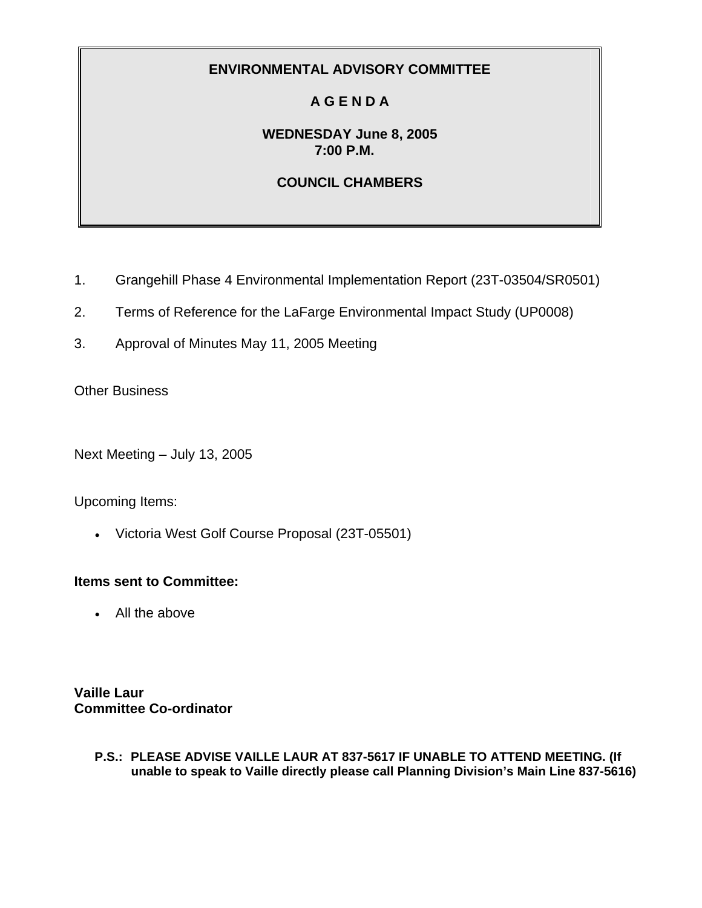# ENVIRONMENTAL ADVISORY COMMITTEE

## A G E N D A

**WEDNESDAY June 8, 2005**
**7:00 P.M.**

**COUNCIL CHAMBERS**

1. Grangehill Phase 4 Environmental Implementation Report (23T-03504/SR0501)
2. Terms of Reference for the LaFarge Environmental Impact Study (UP0008)
3. Approval of Minutes May 11, 2005 Meeting

Other Business

Next Meeting – July 13, 2005

Upcoming Items:

- Victoria West Golf Course Proposal (23T-05501)

**Items sent to Committee:**

- All the above

**Vaille Laur**
**Committee Co-ordinator**

**P.S.: PLEASE ADVISE VAILLE LAUR AT 837-5617 IF UNABLE TO ATTEND MEETING. (If unable to speak to Vaille directly please call Planning Division's Main Line 837-5616)**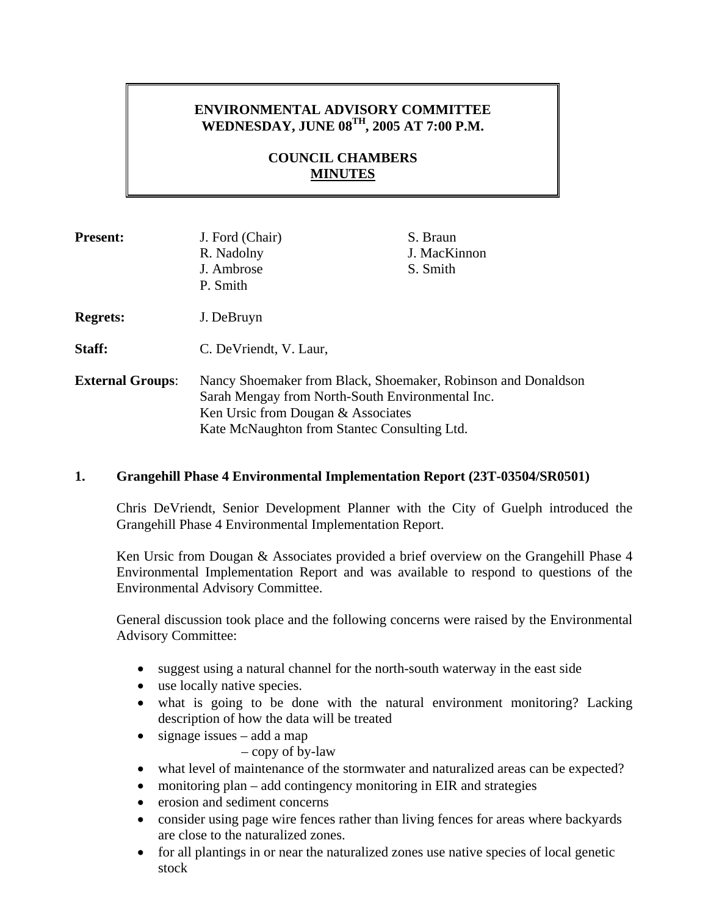# ENVIRONMENTAL ADVISORY COMMITTEE
## WEDNESDAY, JUNE 08TH, 2005 AT 7:00 P.M.

## COUNCIL CHAMBERS
## MINUTES

| | | |
|---|---|---|
| **Present:** | J. Ford (Chair) | S. Braun |
| | R. Nadolny | J. MacKinnon |
| | J. Ambrose | S. Smith |
| | P. Smith | |
| **Regrets:** | J. DeBruyn | |
| **Staff:** | C. DeVriendt, V. Laur, | |
| **External Groups**: | Nancy Shoemaker from Black, Shoemaker, Robinson and Donaldson<br>Sarah Mengay from North-South Environmental Inc.<br>Ken Ursic from Dougan & Associates<br>Kate McNaughton from Stantec Consulting Ltd. | |

**1. Grangehill Phase 4 Environmental Implementation Report (23T-03504/SR0501)**

Chris DeVriendt, Senior Development Planner with the City of Guelph introduced the Grangehill Phase 4 Environmental Implementation Report.

Ken Ursic from Dougan & Associates provided a brief overview on the Grangehill Phase 4 Environmental Implementation Report and was available to respond to questions of the Environmental Advisory Committee.

General discussion took place and the following concerns were raised by the Environmental Advisory Committee:

- suggest using a natural channel for the north-south waterway in the east side
- use locally native species.
- what is going to be done with the natural environment monitoring? Lacking description of how the data will be treated
- signage issues – add a map
  – copy of by-law
- what level of maintenance of the stormwater and naturalized areas can be expected?
- monitoring plan – add contingency monitoring in EIR and strategies
- erosion and sediment concerns
- consider using page wire fences rather than living fences for areas where backyards are close to the naturalized zones.
- for all plantings in or near the naturalized zones use native species of local genetic stock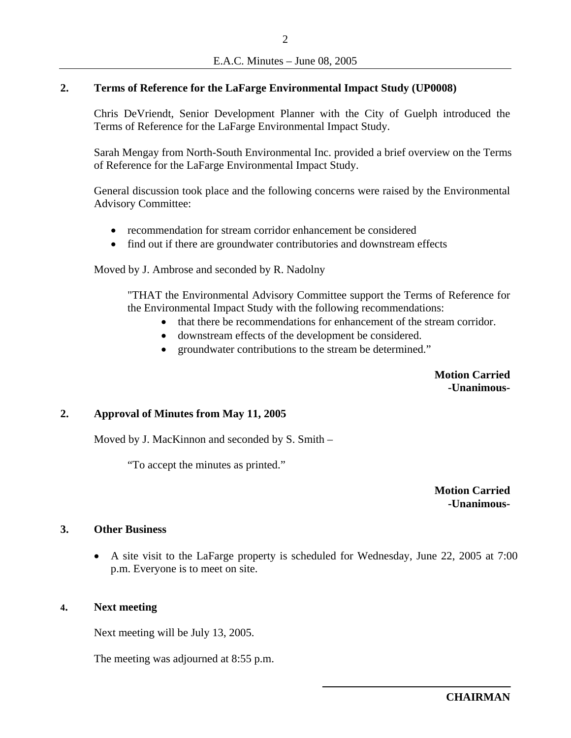## 2. Terms of Reference for the LaFarge Environmental Impact Study (UP0008)

Chris DeVriendt, Senior Development Planner with the City of Guelph introduced the Terms of Reference for the LaFarge Environmental Impact Study.

Sarah Mengay from North-South Environmental Inc. provided a brief overview on the Terms of Reference for the LaFarge Environmental Impact Study.

General discussion took place and the following concerns were raised by the Environmental Advisory Committee:

- recommendation for stream corridor enhancement be considered
- find out if there are groundwater contributories and downstream effects

Moved by J. Ambrose and seconded by R. Nadolny

> "THAT the Environmental Advisory Committee support the Terms of Reference for the Environmental Impact Study with the following recommendations:
>
> - that there be recommendations for enhancement of the stream corridor.
> - downstream effects of the development be considered.
> - groundwater contributions to the stream be determined."

**Motion Carried**
**-Unanimous-**

## 2. Approval of Minutes from May 11, 2005

Moved by J. MacKinnon and seconded by S. Smith –

> "To accept the minutes as printed."

**Motion Carried**
**-Unanimous-**

## 3. Other Business

- A site visit to the LaFarge property is scheduled for Wednesday, June 22, 2005 at 7:00 p.m. Everyone is to meet on site.

## 4. Next meeting

Next meeting will be July 13, 2005.

The meeting was adjourned at 8:55 p.m.

**CHAIRMAN**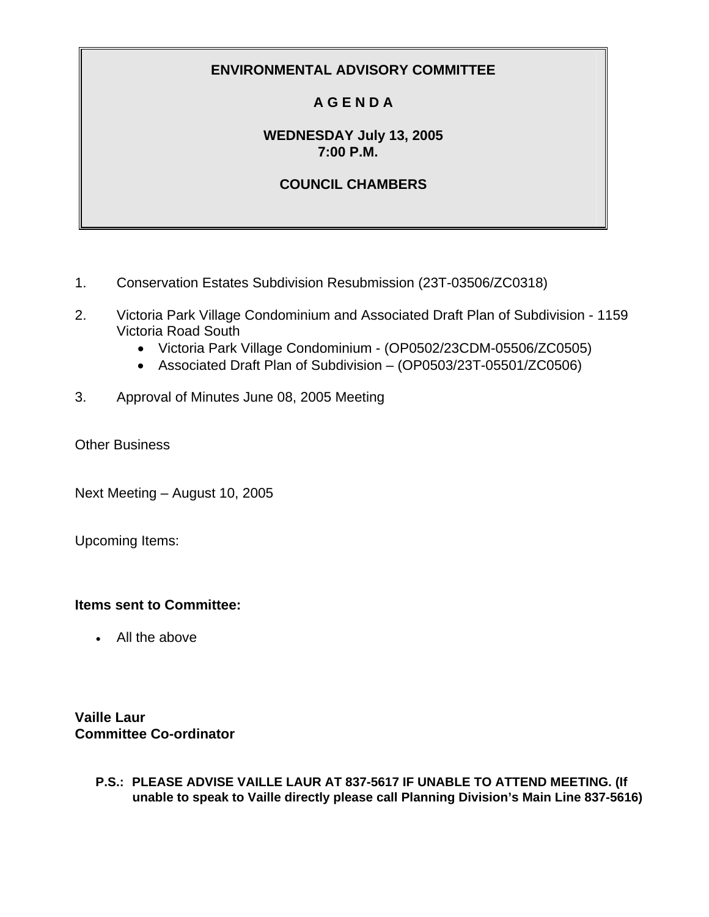# ENVIRONMENTAL ADVISORY COMMITTEE

## A G E N D A

**WEDNESDAY July 13, 2005**
**7:00 P.M.**

**COUNCIL CHAMBERS**

1. Conservation Estates Subdivision Resubmission (23T-03506/ZC0318)

2. Victoria Park Village Condominium and Associated Draft Plan of Subdivision - 1159 Victoria Road South
   - Victoria Park Village Condominium - (OP0502/23CDM-05506/ZC0505)
   - Associated Draft Plan of Subdivision – (OP0503/23T-05501/ZC0506)

3. Approval of Minutes June 08, 2005 Meeting

Other Business

Next Meeting – August 10, 2005

Upcoming Items:

**Items sent to Committee:**

- All the above

**Vaille Laur**
**Committee Co-ordinator**

**P.S.: PLEASE ADVISE VAILLE LAUR AT 837-5617 IF UNABLE TO ATTEND MEETING. (If unable to speak to Vaille directly please call Planning Division's Main Line 837-5616)**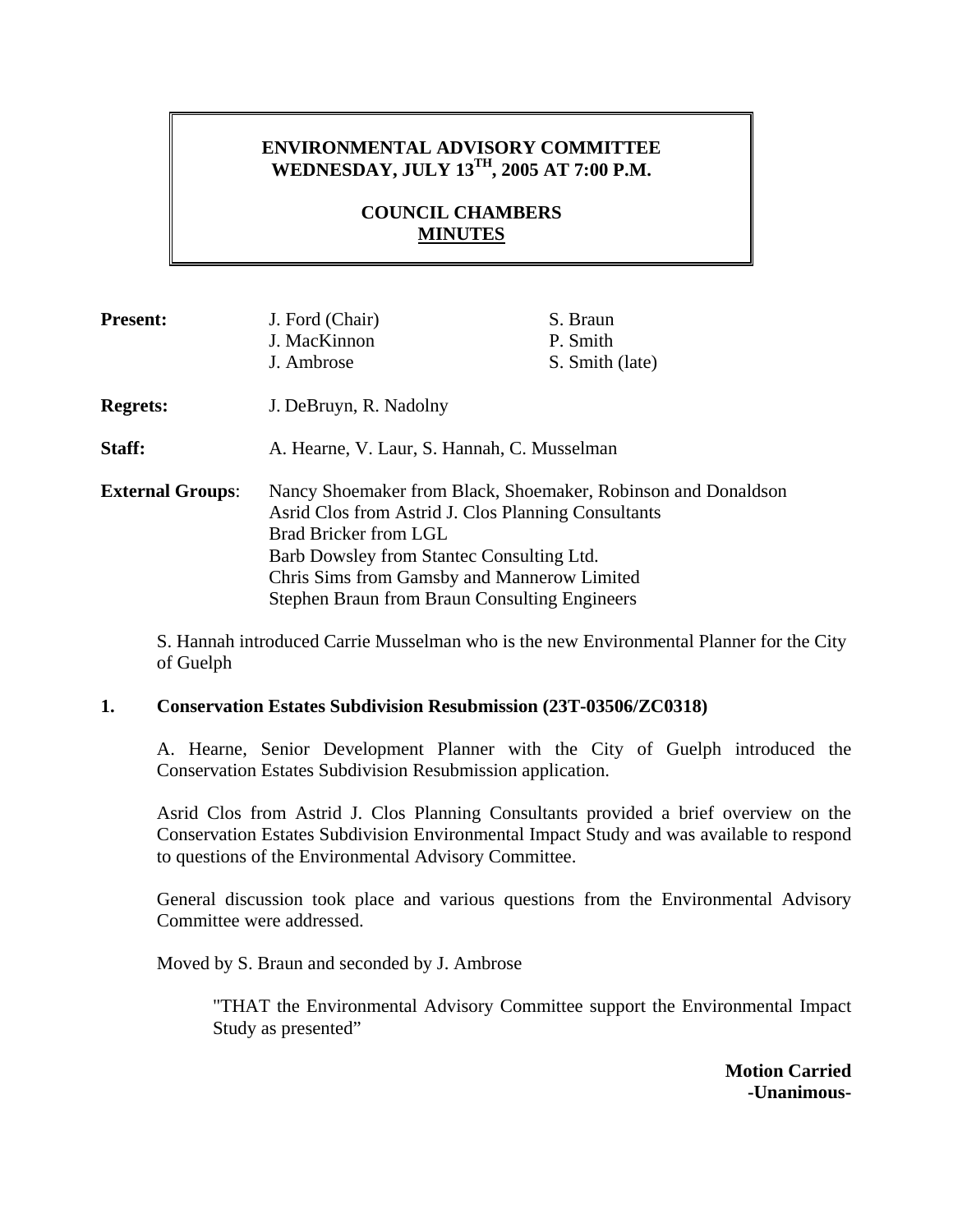**ENVIRONMENTAL ADVISORY COMMITTEE**
**WEDNESDAY, JULY 13TH, 2005 AT 7:00 P.M.**

**COUNCIL CHAMBERS**
**MINUTES**

| | | |
|---|---|---|
| **Present:** | J. Ford (Chair) | S. Braun |
| | J. MacKinnon | P. Smith |
| | J. Ambrose | S. Smith (late) |

**Regrets:** J. DeBruyn, R. Nadolny

**Staff:** A. Hearne, V. Laur, S. Hannah, C. Musselman

**External Groups**:
Nancy Shoemaker from Black, Shoemaker, Robinson and Donaldson
Asrid Clos from Astrid J. Clos Planning Consultants
Brad Bricker from LGL
Barb Dowsley from Stantec Consulting Ltd.
Chris Sims from Gamsby and Mannerow Limited
Stephen Braun from Braun Consulting Engineers

S. Hannah introduced Carrie Musselman who is the new Environmental Planner for the City of Guelph

**1. Conservation Estates Subdivision Resubmission (23T-03506/ZC0318)**

A. Hearne, Senior Development Planner with the City of Guelph introduced the Conservation Estates Subdivision Resubmission application.

Asrid Clos from Astrid J. Clos Planning Consultants provided a brief overview on the Conservation Estates Subdivision Environmental Impact Study and was available to respond to questions of the Environmental Advisory Committee.

General discussion took place and various questions from the Environmental Advisory Committee were addressed.

Moved by S. Braun and seconded by J. Ambrose

"THAT the Environmental Advisory Committee support the Environmental Impact Study as presented"

**Motion Carried**
**-Unanimous-**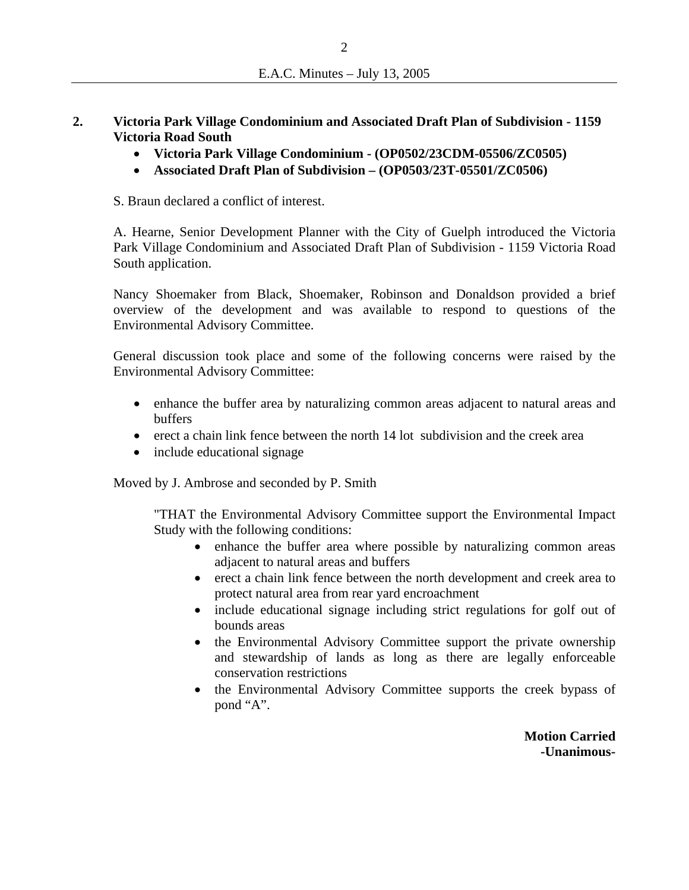**2. Victoria Park Village Condominium and Associated Draft Plan of Subdivision - 1159 Victoria Road South**

- **Victoria Park Village Condominium - (OP0502/23CDM-05506/ZC0505)**
- **Associated Draft Plan of Subdivision – (OP0503/23T-05501/ZC0506)**

S. Braun declared a conflict of interest.

A. Hearne, Senior Development Planner with the City of Guelph introduced the Victoria Park Village Condominium and Associated Draft Plan of Subdivision - 1159 Victoria Road South application.

Nancy Shoemaker from Black, Shoemaker, Robinson and Donaldson provided a brief overview of the development and was available to respond to questions of the Environmental Advisory Committee.

General discussion took place and some of the following concerns were raised by the Environmental Advisory Committee:

- enhance the buffer area by naturalizing common areas adjacent to natural areas and buffers
- erect a chain link fence between the north 14 lot subdivision and the creek area
- include educational signage

Moved by J. Ambrose and seconded by P. Smith

> "THAT the Environmental Advisory Committee support the Environmental Impact Study with the following conditions:
>
> - enhance the buffer area where possible by naturalizing common areas adjacent to natural areas and buffers
> - erect a chain link fence between the north development and creek area to protect natural area from rear yard encroachment
> - include educational signage including strict regulations for golf out of bounds areas
> - the Environmental Advisory Committee support the private ownership and stewardship of lands as long as there are legally enforceable conservation restrictions
> - the Environmental Advisory Committee supports the creek bypass of pond "A".

**Motion Carried**
**-Unanimous-**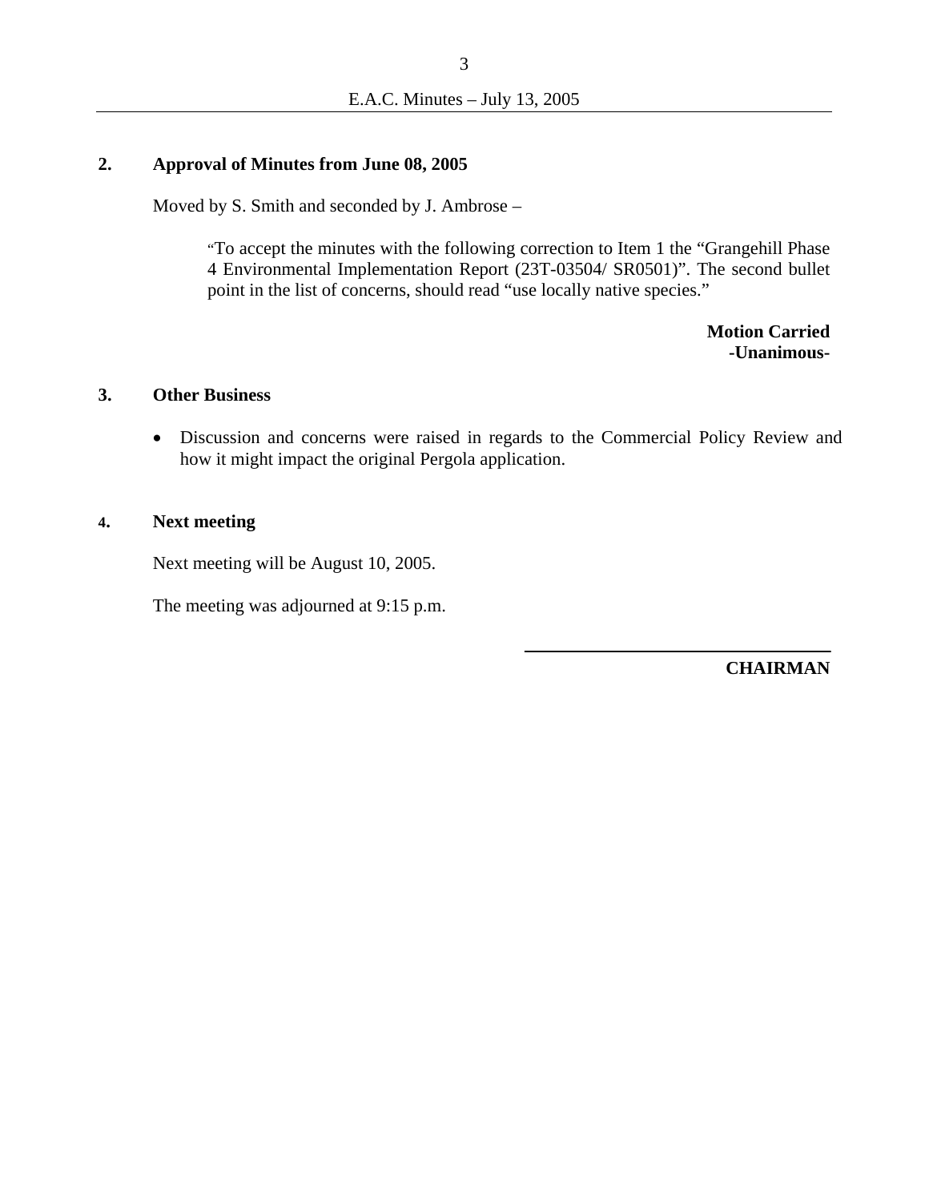## 2. Approval of Minutes from June 08, 2005

Moved by S. Smith and seconded by J. Ambrose –

> "To accept the minutes with the following correction to Item 1 the "Grangehill Phase 4 Environmental Implementation Report (23T-03504/ SR0501)". The second bullet point in the list of concerns, should read "use locally native species."

**Motion Carried**
**-Unanimous-**

## 3. Other Business

- Discussion and concerns were raised in regards to the Commercial Policy Review and how it might impact the original Pergola application.

## 4. Next meeting

Next meeting will be August 10, 2005.

The meeting was adjourned at 9:15 p.m.

______________________________

**CHAIRMAN**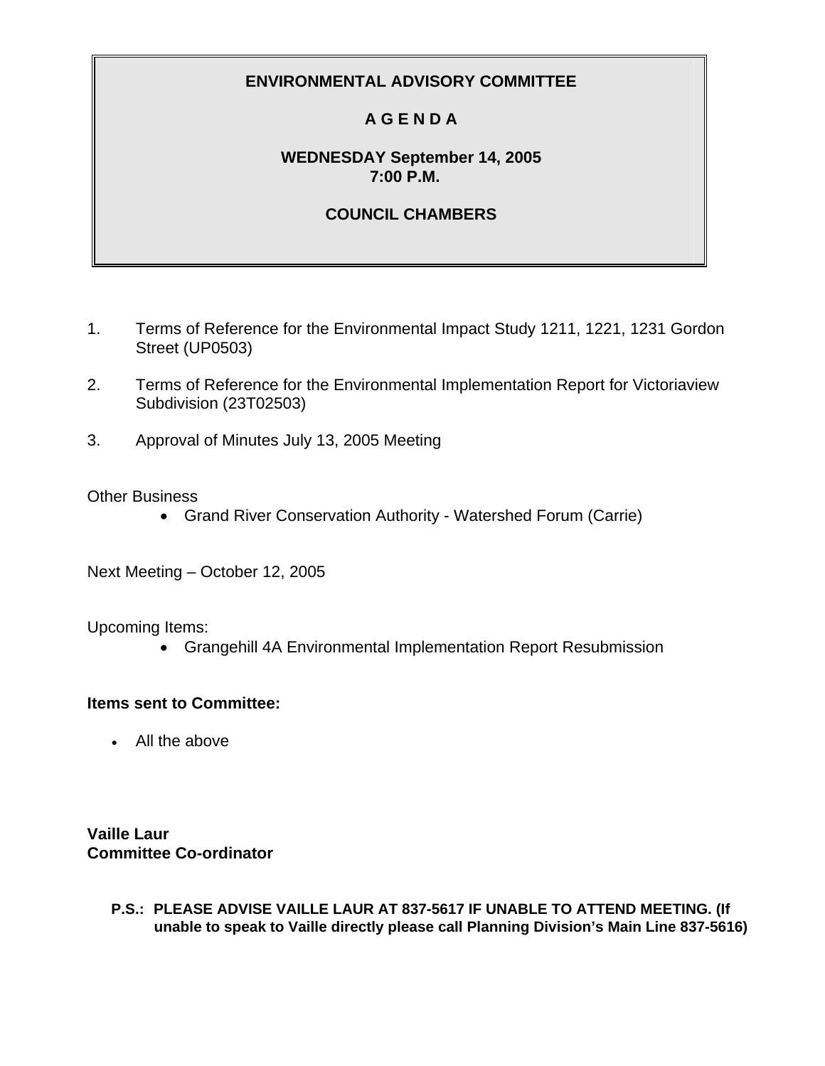**ENVIRONMENTAL ADVISORY COMMITTEE**

**A G E N D A**

**WEDNESDAY September 14, 2005**
**7:00 P.M.**

**COUNCIL CHAMBERS**

1. Terms of Reference for the Environmental Impact Study 1211, 1221, 1231 Gordon Street (UP0503)

2. Terms of Reference for the Environmental Implementation Report for Victoriaview Subdivision (23T02503)

3. Approval of Minutes July 13, 2005 Meeting

Other Business

- Grand River Conservation Authority - Watershed Forum (Carrie)

Next Meeting – October 12, 2005

Upcoming Items:

- Grangehill 4A Environmental Implementation Report Resubmission

**Items sent to Committee:**

- All the above

**Vaille Laur**
**Committee Co-ordinator**

**P.S.: PLEASE ADVISE VAILLE LAUR AT 837-5617 IF UNABLE TO ATTEND MEETING. (If unable to speak to Vaille directly please call Planning Division's Main Line 837-5616)**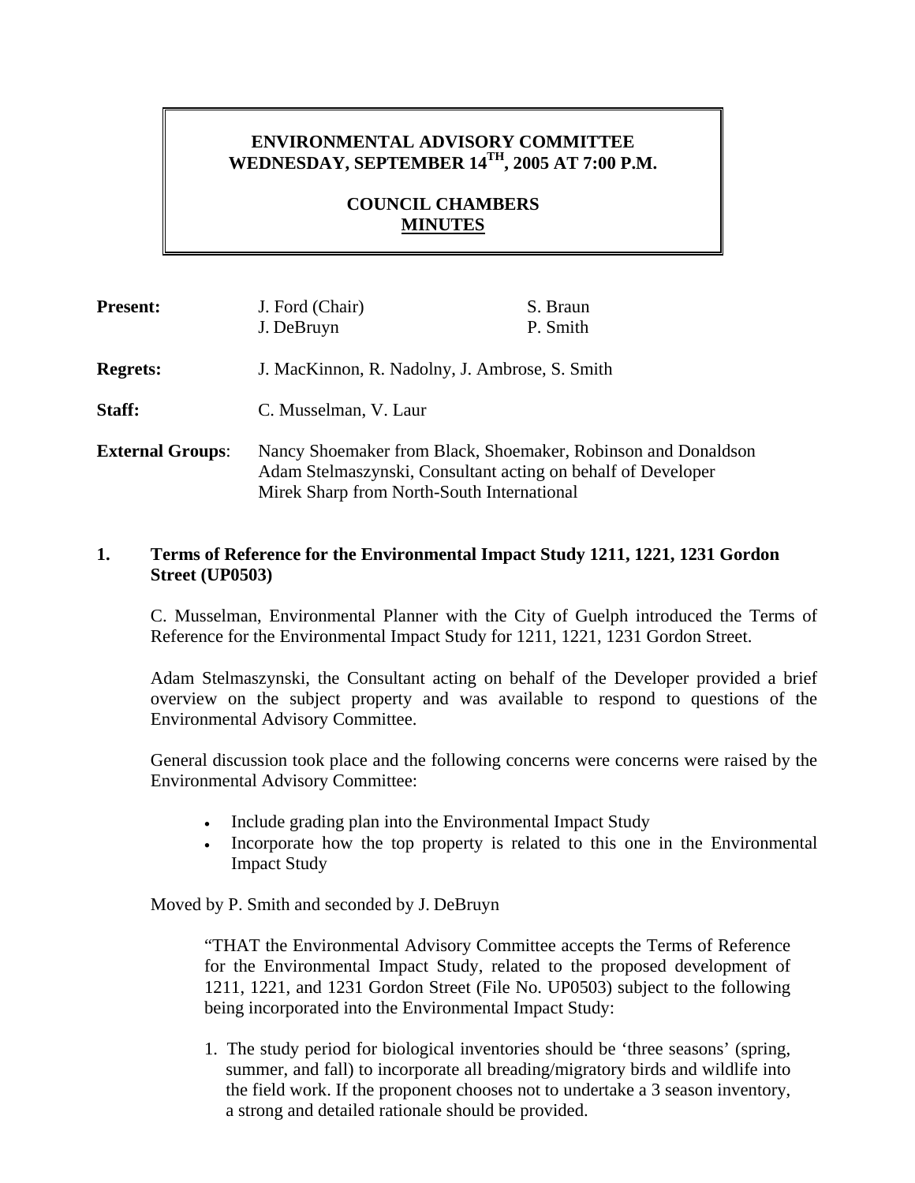# ENVIRONMENTAL ADVISORY COMMITTEE
# WEDNESDAY, SEPTEMBER 14TH, 2005 AT 7:00 P.M.

## COUNCIL CHAMBERS
## MINUTES

| | | |
|---|---|---|
| **Present:** | J. Ford (Chair) | S. Braun |
| | J. DeBruyn | P. Smith |
| **Regrets:** | J. MacKinnon, R. Nadolny, J. Ambrose, S. Smith | |
| **Staff:** | C. Musselman, V. Laur | |
| **External Groups**: | Nancy Shoemaker from Black, Shoemaker, Robinson and Donaldson<br>Adam Stelmaszynski, Consultant acting on behalf of Developer<br>Mirek Sharp from North-South International | |

**1. Terms of Reference for the Environmental Impact Study 1211, 1221, 1231 Gordon Street (UP0503)**

C. Musselman, Environmental Planner with the City of Guelph introduced the Terms of Reference for the Environmental Impact Study for 1211, 1221, 1231 Gordon Street.

Adam Stelmaszynski, the Consultant acting on behalf of the Developer provided a brief overview on the subject property and was available to respond to questions of the Environmental Advisory Committee.

General discussion took place and the following concerns were concerns were raised by the Environmental Advisory Committee:

- Include grading plan into the Environmental Impact Study
- Incorporate how the top property is related to this one in the Environmental Impact Study

Moved by P. Smith and seconded by J. DeBruyn

"THAT the Environmental Advisory Committee accepts the Terms of Reference for the Environmental Impact Study, related to the proposed development of 1211, 1221, and 1231 Gordon Street (File No. UP0503) subject to the following being incorporated into the Environmental Impact Study:

1. The study period for biological inventories should be 'three seasons' (spring, summer, and fall) to incorporate all breading/migratory birds and wildlife into the field work. If the proponent chooses not to undertake a 3 season inventory, a strong and detailed rationale should be provided.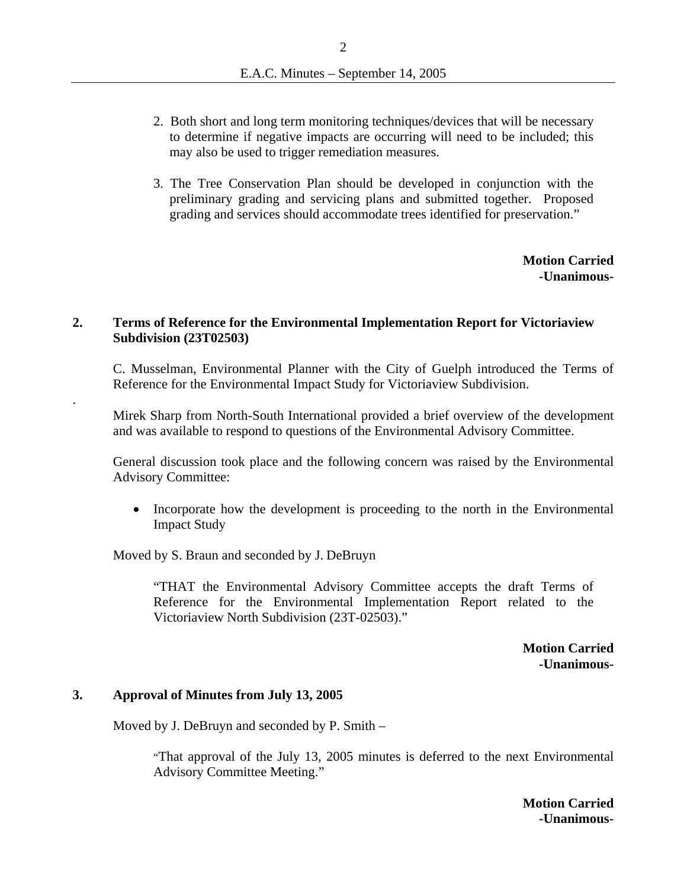2. Both short and long term monitoring techniques/devices that will be necessary to determine if negative impacts are occurring will need to be included; this may also be used to trigger remediation measures.

3. The Tree Conservation Plan should be developed in conjunction with the preliminary grading and servicing plans and submitted together. Proposed grading and services should accommodate trees identified for preservation."

**Motion Carried**
**-Unanimous-**

### 2. Terms of Reference for the Environmental Implementation Report for Victoriaview Subdivision (23T02503)

C. Musselman, Environmental Planner with the City of Guelph introduced the Terms of Reference for the Environmental Impact Study for Victoriaview Subdivision.

Mirek Sharp from North-South International provided a brief overview of the development and was available to respond to questions of the Environmental Advisory Committee.

General discussion took place and the following concern was raised by the Environmental Advisory Committee:

- Incorporate how the development is proceeding to the north in the Environmental Impact Study

Moved by S. Braun and seconded by J. DeBruyn

> "THAT the Environmental Advisory Committee accepts the draft Terms of Reference for the Environmental Implementation Report related to the Victoriaview North Subdivision (23T-02503)."

**Motion Carried**
**-Unanimous-**

### 3. Approval of Minutes from July 13, 2005

Moved by J. DeBruyn and seconded by P. Smith –

> "That approval of the July 13, 2005 minutes is deferred to the next Environmental Advisory Committee Meeting."

**Motion Carried**
**-Unanimous-**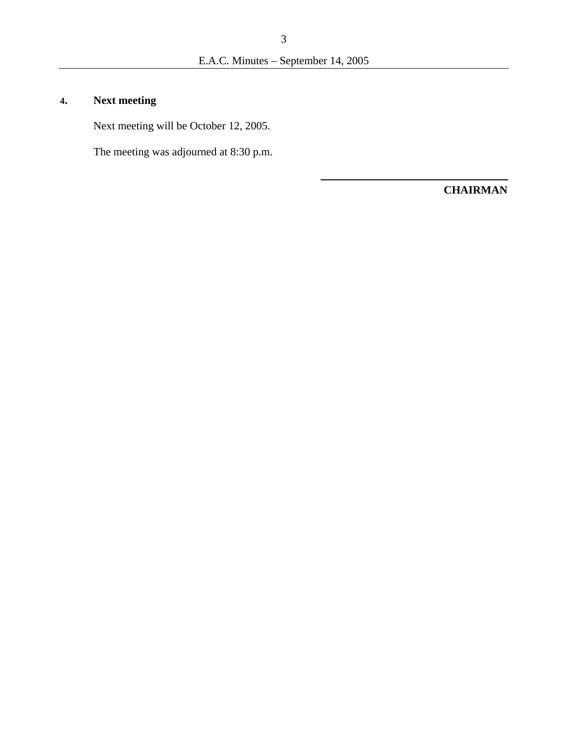## 4. Next meeting

Next meeting will be October 12, 2005.

The meeting was adjourned at 8:30 p.m.

\_\_\_\_\_\_\_\_\_\_\_\_\_\_\_\_\_\_\_\_\_\_\_\_\_\_\_\_\_\_

**CHAIRMAN**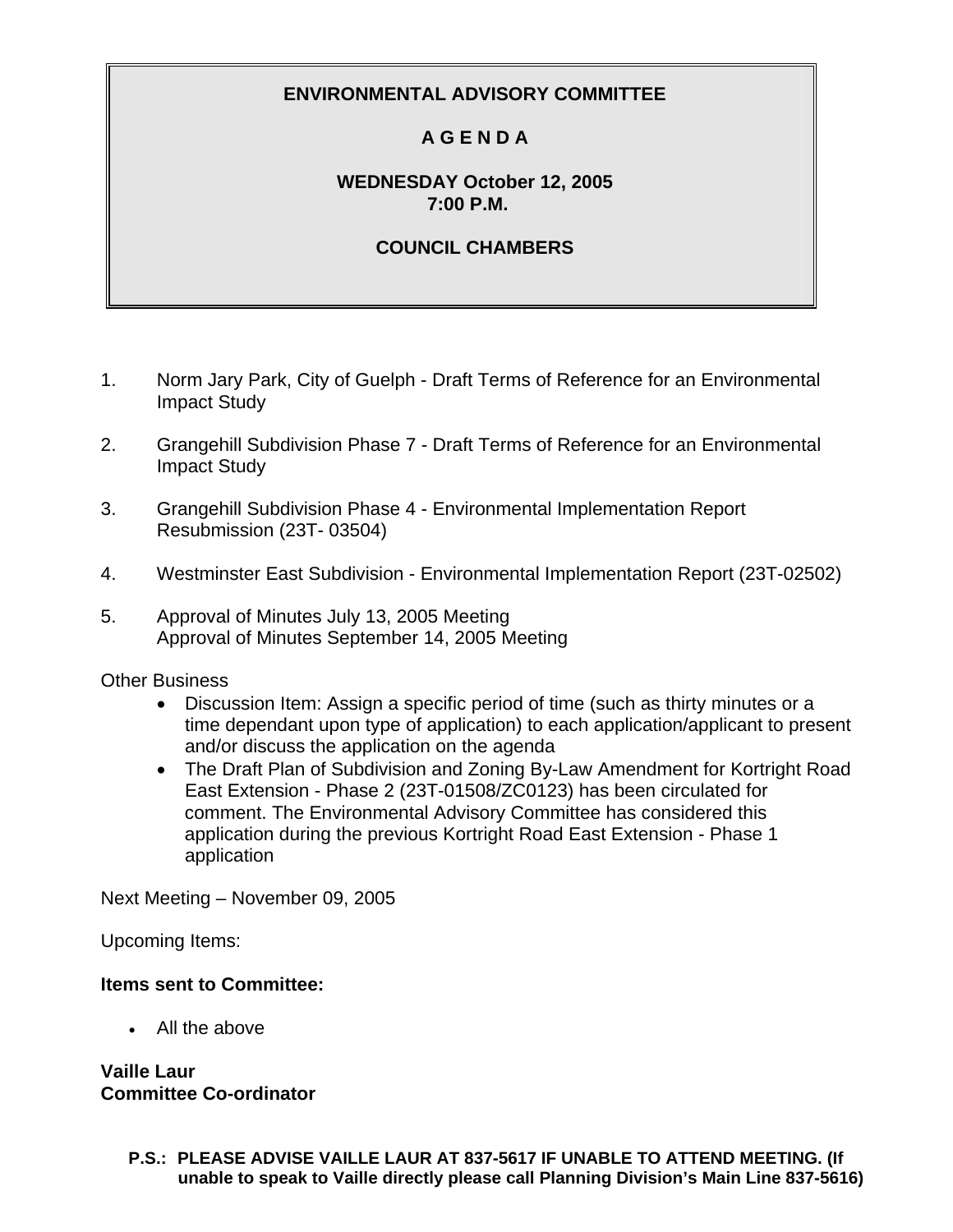# ENVIRONMENTAL ADVISORY COMMITTEE

## A G E N D A

**WEDNESDAY October 12, 2005**
**7:00 P.M.**

**COUNCIL CHAMBERS**

1. Norm Jary Park, City of Guelph - Draft Terms of Reference for an Environmental Impact Study

2. Grangehill Subdivision Phase 7 - Draft Terms of Reference for an Environmental Impact Study

3. Grangehill Subdivision Phase 4 - Environmental Implementation Report Resubmission (23T- 03504)

4. Westminster East Subdivision - Environmental Implementation Report (23T-02502)

5. Approval of Minutes July 13, 2005 Meeting
   Approval of Minutes September 14, 2005 Meeting

Other Business

- Discussion Item: Assign a specific period of time (such as thirty minutes or a time dependant upon type of application) to each application/applicant to present and/or discuss the application on the agenda
- The Draft Plan of Subdivision and Zoning By-Law Amendment for Kortright Road East Extension - Phase 2 (23T-01508/ZC0123) has been circulated for comment. The Environmental Advisory Committee has considered this application during the previous Kortright Road East Extension - Phase 1 application

Next Meeting – November 09, 2005

Upcoming Items:

**Items sent to Committee:**

- All the above

**Vaille Laur**
**Committee Co-ordinator**

**P.S.: PLEASE ADVISE VAILLE LAUR AT 837-5617 IF UNABLE TO ATTEND MEETING. (If unable to speak to Vaille directly please call Planning Division's Main Line 837-5616)**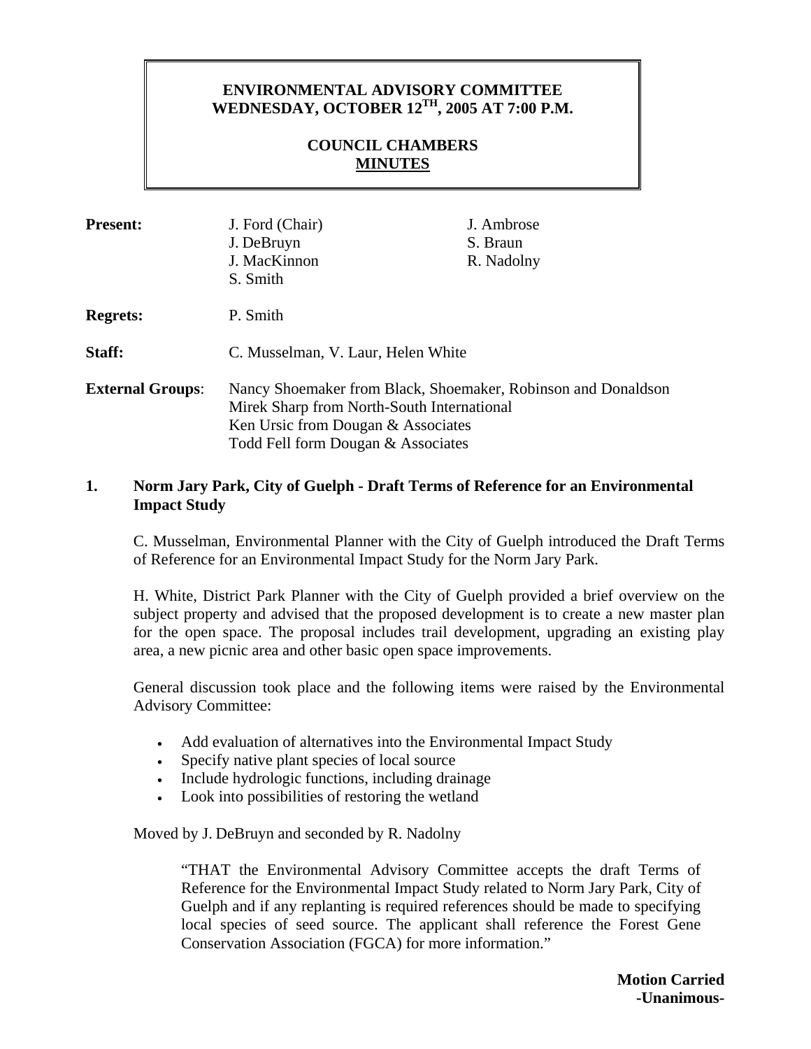# ENVIRONMENTAL ADVISORY COMMITTEE
# WEDNESDAY, OCTOBER 12TH, 2005 AT 7:00 P.M.

## COUNCIL CHAMBERS
## MINUTES

**Present:** J. Ford (Chair), J. Ambrose, J. DeBruyn, S. Braun, J. MacKinnon, R. Nadolny, S. Smith

**Regrets:** P. Smith

**Staff:** C. Musselman, V. Laur, Helen White

**External Groups:** Nancy Shoemaker from Black, Shoemaker, Robinson and Donaldson
Mirek Sharp from North-South International
Ken Ursic from Dougan & Associates
Todd Fell form Dougan & Associates

### 1. Norm Jary Park, City of Guelph - Draft Terms of Reference for an Environmental Impact Study

C. Musselman, Environmental Planner with the City of Guelph introduced the Draft Terms of Reference for an Environmental Impact Study for the Norm Jary Park.

H. White, District Park Planner with the City of Guelph provided a brief overview on the subject property and advised that the proposed development is to create a new master plan for the open space. The proposal includes trail development, upgrading an existing play area, a new picnic area and other basic open space improvements.

General discussion took place and the following items were raised by the Environmental Advisory Committee:

- Add evaluation of alternatives into the Environmental Impact Study
- Specify native plant species of local source
- Include hydrologic functions, including drainage
- Look into possibilities of restoring the wetland

Moved by J. DeBruyn and seconded by R. Nadolny

> "THAT the Environmental Advisory Committee accepts the draft Terms of Reference for the Environmental Impact Study related to Norm Jary Park, City of Guelph and if any replanting is required references should be made to specifying local species of seed source. The applicant shall reference the Forest Gene Conservation Association (FGCA) for more information."

**Motion Carried**
**-Unanimous-**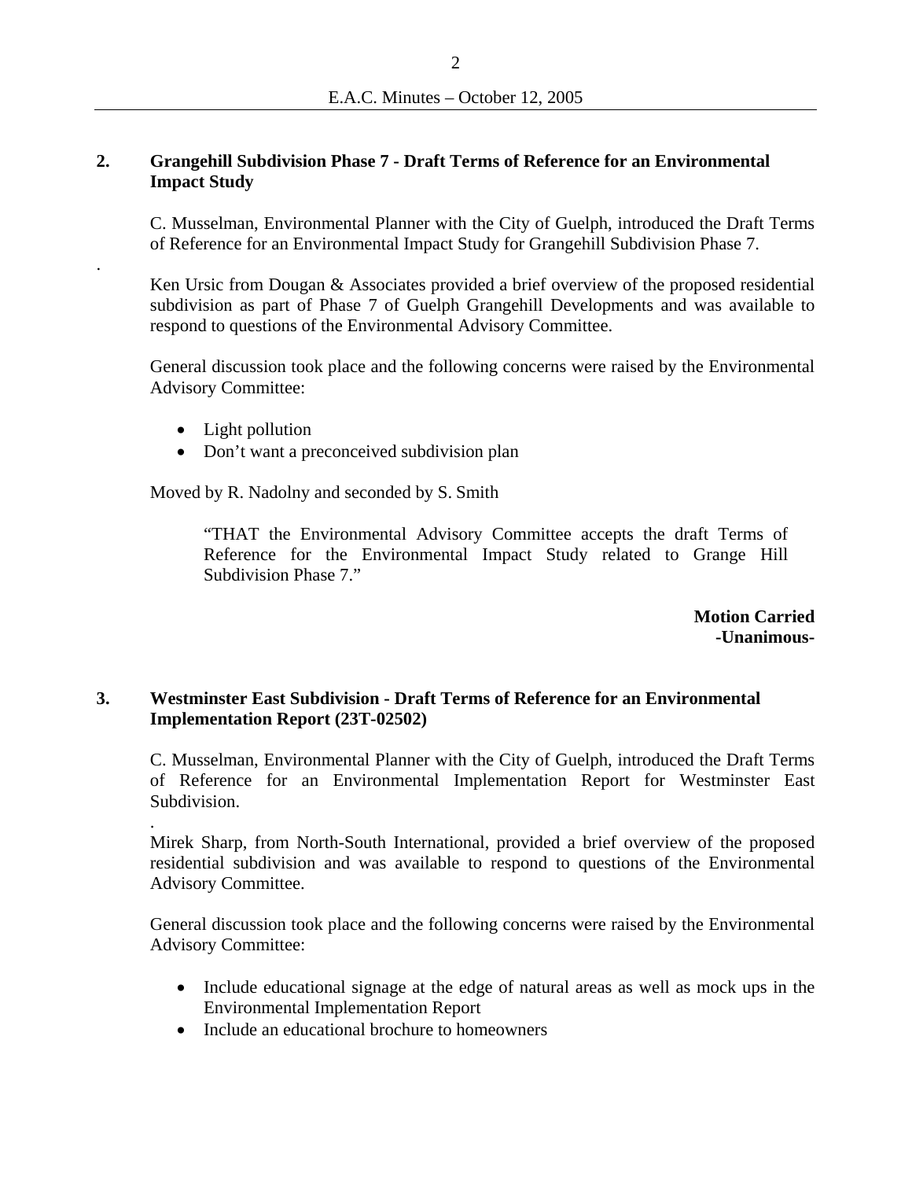**2. Grangehill Subdivision Phase 7 - Draft Terms of Reference for an Environmental Impact Study**

C. Musselman, Environmental Planner with the City of Guelph, introduced the Draft Terms of Reference for an Environmental Impact Study for Grangehill Subdivision Phase 7.

Ken Ursic from Dougan & Associates provided a brief overview of the proposed residential subdivision as part of Phase 7 of Guelph Grangehill Developments and was available to respond to questions of the Environmental Advisory Committee.

General discussion took place and the following concerns were raised by the Environmental Advisory Committee:

- Light pollution
- Don't want a preconceived subdivision plan

Moved by R. Nadolny and seconded by S. Smith

> "THAT the Environmental Advisory Committee accepts the draft Terms of Reference for the Environmental Impact Study related to Grange Hill Subdivision Phase 7."

**Motion Carried**
**-Unanimous-**

**3. Westminster East Subdivision - Draft Terms of Reference for an Environmental Implementation Report (23T-02502)**

C. Musselman, Environmental Planner with the City of Guelph, introduced the Draft Terms of Reference for an Environmental Implementation Report for Westminster East Subdivision.

Mirek Sharp, from North-South International, provided a brief overview of the proposed residential subdivision and was available to respond to questions of the Environmental Advisory Committee.

General discussion took place and the following concerns were raised by the Environmental Advisory Committee:

- Include educational signage at the edge of natural areas as well as mock ups in the Environmental Implementation Report
- Include an educational brochure to homeowners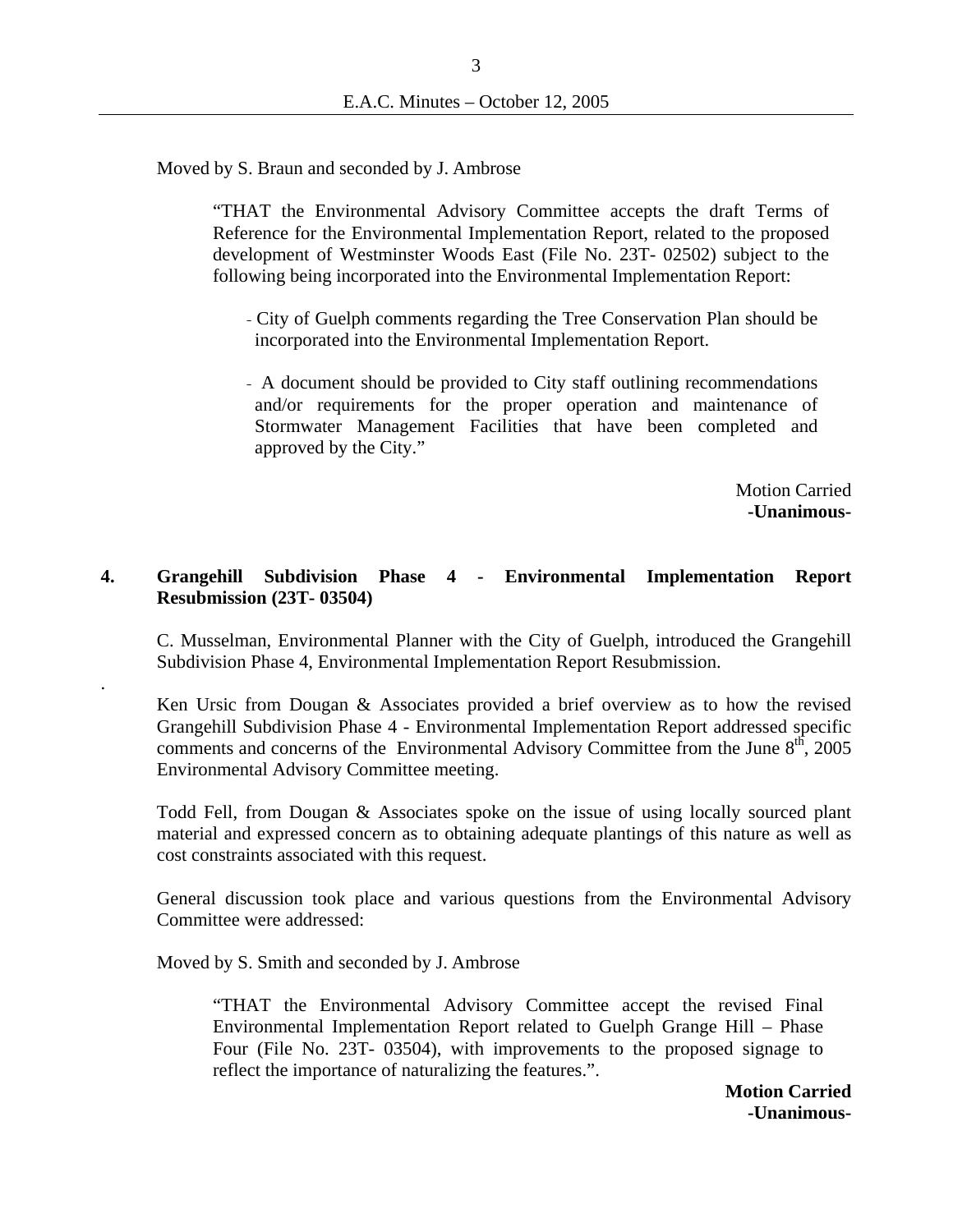Moved by S. Braun and seconded by J. Ambrose

> "THAT the Environmental Advisory Committee accepts the draft Terms of Reference for the Environmental Implementation Report, related to the proposed development of Westminster Woods East (File No. 23T- 02502) subject to the following being incorporated into the Environmental Implementation Report:
>
> - City of Guelph comments regarding the Tree Conservation Plan should be incorporated into the Environmental Implementation Report.
> - A document should be provided to City staff outlining recommendations and/or requirements for the proper operation and maintenance of Stormwater Management Facilities that have been completed and approved by the City."

Motion Carried
**-Unanimous-**

## 4. Grangehill Subdivision Phase 4 - Environmental Implementation Report Resubmission (23T- 03504)

C. Musselman, Environmental Planner with the City of Guelph, introduced the Grangehill Subdivision Phase 4, Environmental Implementation Report Resubmission.

Ken Ursic from Dougan & Associates provided a brief overview as to how the revised Grangehill Subdivision Phase 4 - Environmental Implementation Report addressed specific comments and concerns of the Environmental Advisory Committee from the June 8th, 2005 Environmental Advisory Committee meeting.

Todd Fell, from Dougan & Associates spoke on the issue of using locally sourced plant material and expressed concern as to obtaining adequate plantings of this nature as well as cost constraints associated with this request.

General discussion took place and various questions from the Environmental Advisory Committee were addressed:

Moved by S. Smith and seconded by J. Ambrose

> "THAT the Environmental Advisory Committee accept the revised Final Environmental Implementation Report related to Guelph Grange Hill – Phase Four (File No. 23T- 03504), with improvements to the proposed signage to reflect the importance of naturalizing the features.".

**Motion Carried**
**-Unanimous-**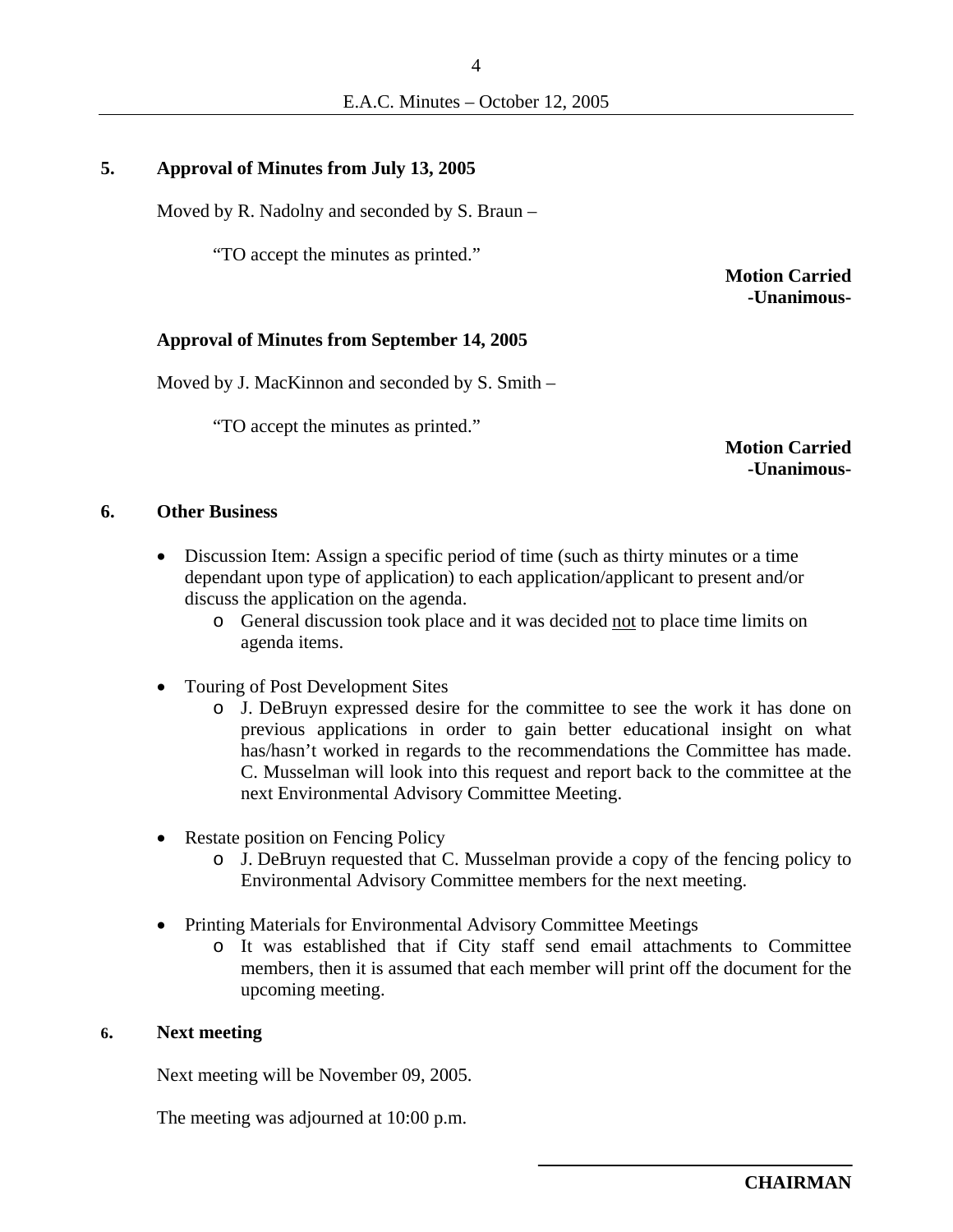## 5. Approval of Minutes from July 13, 2005

Moved by R. Nadolny and seconded by S. Braun –

"TO accept the minutes as printed."

**Motion Carried**
**-Unanimous-**

### Approval of Minutes from September 14, 2005

Moved by J. MacKinnon and seconded by S. Smith –

"TO accept the minutes as printed."

**Motion Carried**
**-Unanimous-**

## 6. Other Business

- Discussion Item: Assign a specific period of time (such as thirty minutes or a time dependant upon type of application) to each application/applicant to present and/or discuss the application on the agenda.
  - General discussion took place and it was decided <u>not</u> to place time limits on agenda items.
- Touring of Post Development Sites
  - J. DeBruyn expressed desire for the committee to see the work it has done on previous applications in order to gain better educational insight on what has/hasn't worked in regards to the recommendations the Committee has made. C. Musselman will look into this request and report back to the committee at the next Environmental Advisory Committee Meeting.
- Restate position on Fencing Policy
  - J. DeBruyn requested that C. Musselman provide a copy of the fencing policy to Environmental Advisory Committee members for the next meeting.
- Printing Materials for Environmental Advisory Committee Meetings
  - It was established that if City staff send email attachments to Committee members, then it is assumed that each member will print off the document for the upcoming meeting.

## 6. Next meeting

Next meeting will be November 09, 2005.

The meeting was adjourned at 10:00 p.m.

**CHAIRMAN**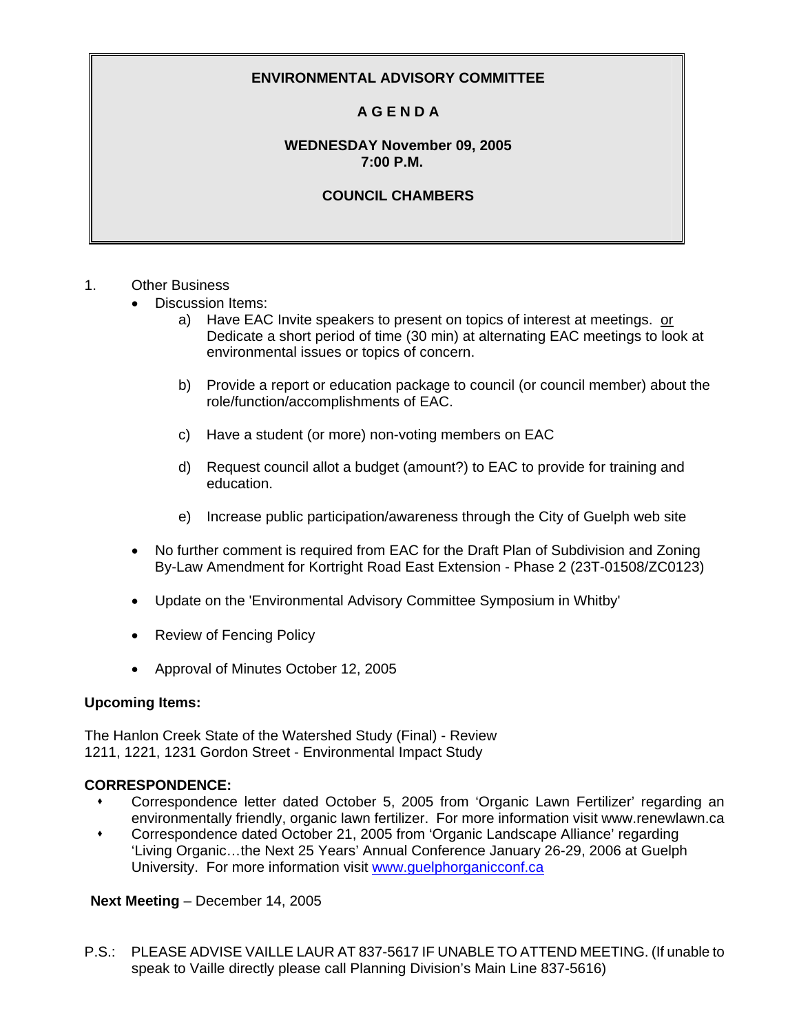**ENVIRONMENTAL ADVISORY COMMITTEE**

**A G E N D A**

**WEDNESDAY November 09, 2005**
**7:00 P.M.**

**COUNCIL CHAMBERS**

1. Other Business
   - Discussion Items:
     a) Have EAC Invite speakers to present on topics of interest at meetings. or Dedicate a short period of time (30 min) at alternating EAC meetings to look at environmental issues or topics of concern.

     b) Provide a report or education package to council (or council member) about the role/function/accomplishments of EAC.

     c) Have a student (or more) non-voting members on EAC

     d) Request council allot a budget (amount?) to EAC to provide for training and education.

     e) Increase public participation/awareness through the City of Guelph web site

   - No further comment is required from EAC for the Draft Plan of Subdivision and Zoning By-Law Amendment for Kortright Road East Extension - Phase 2 (23T-01508/ZC0123)

   - Update on the 'Environmental Advisory Committee Symposium in Whitby'

   - Review of Fencing Policy

   - Approval of Minutes October 12, 2005

**Upcoming Items:**

The Hanlon Creek State of the Watershed Study (Final) - Review
1211, 1221, 1231 Gordon Street - Environmental Impact Study

**CORRESPONDENCE:**

- Correspondence letter dated October 5, 2005 from 'Organic Lawn Fertilizer' regarding an environmentally friendly, organic lawn fertilizer. For more information visit www.renewlawn.ca
- Correspondence dated October 21, 2005 from 'Organic Landscape Alliance' regarding 'Living Organic…the Next 25 Years' Annual Conference January 26-29, 2006 at Guelph University. For more information visit www.guelphorganicconf.ca

**Next Meeting** – December 14, 2005

P.S.: PLEASE ADVISE VAILLE LAUR AT 837-5617 IF UNABLE TO ATTEND MEETING. (If unable to speak to Vaille directly please call Planning Division's Main Line 837-5616)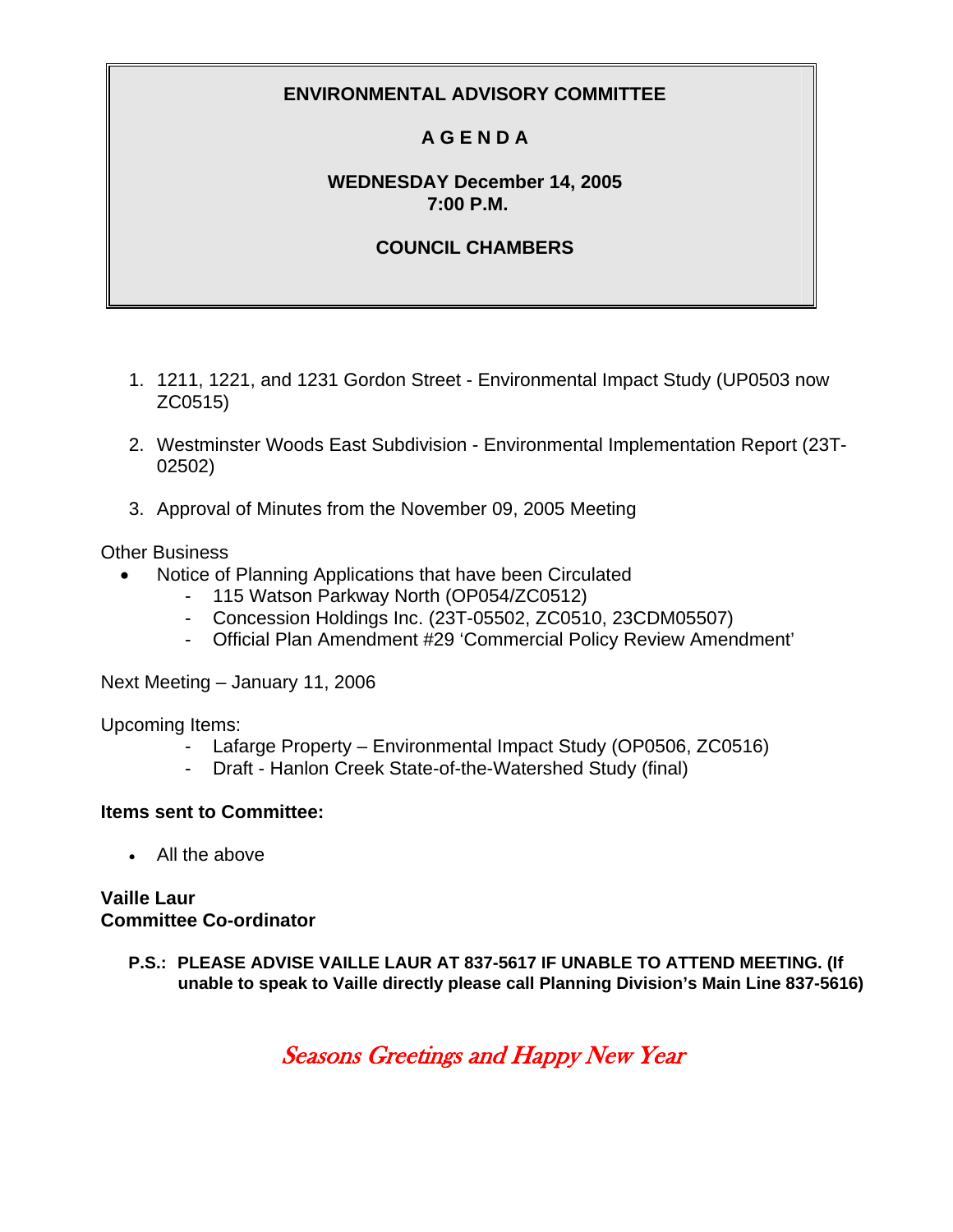**ENVIRONMENTAL ADVISORY COMMITTEE**

**A G E N D A**

**WEDNESDAY December 14, 2005**
**7:00 P.M.**

**COUNCIL CHAMBERS**

1. 1211, 1221, and 1231 Gordon Street - Environmental Impact Study (UP0503 now ZC0515)
2. Westminster Woods East Subdivision - Environmental Implementation Report (23T-02502)
3. Approval of Minutes from the November 09, 2005 Meeting

Other Business

- Notice of Planning Applications that have been Circulated
  - 115 Watson Parkway North (OP054/ZC0512)
  - Concession Holdings Inc. (23T-05502, ZC0510, 23CDM05507)
  - Official Plan Amendment #29 'Commercial Policy Review Amendment'

Next Meeting – January 11, 2006

Upcoming Items:

- Lafarge Property – Environmental Impact Study (OP0506, ZC0516)
- Draft - Hanlon Creek State-of-the-Watershed Study (final)

**Items sent to Committee:**

- All the above

**Vaille Laur**
**Committee Co-ordinator**

**P.S.: PLEASE ADVISE VAILLE LAUR AT 837-5617 IF UNABLE TO ATTEND MEETING. (If unable to speak to Vaille directly please call Planning Division's Main Line 837-5616)**

*Seasons Greetings and Happy New Year*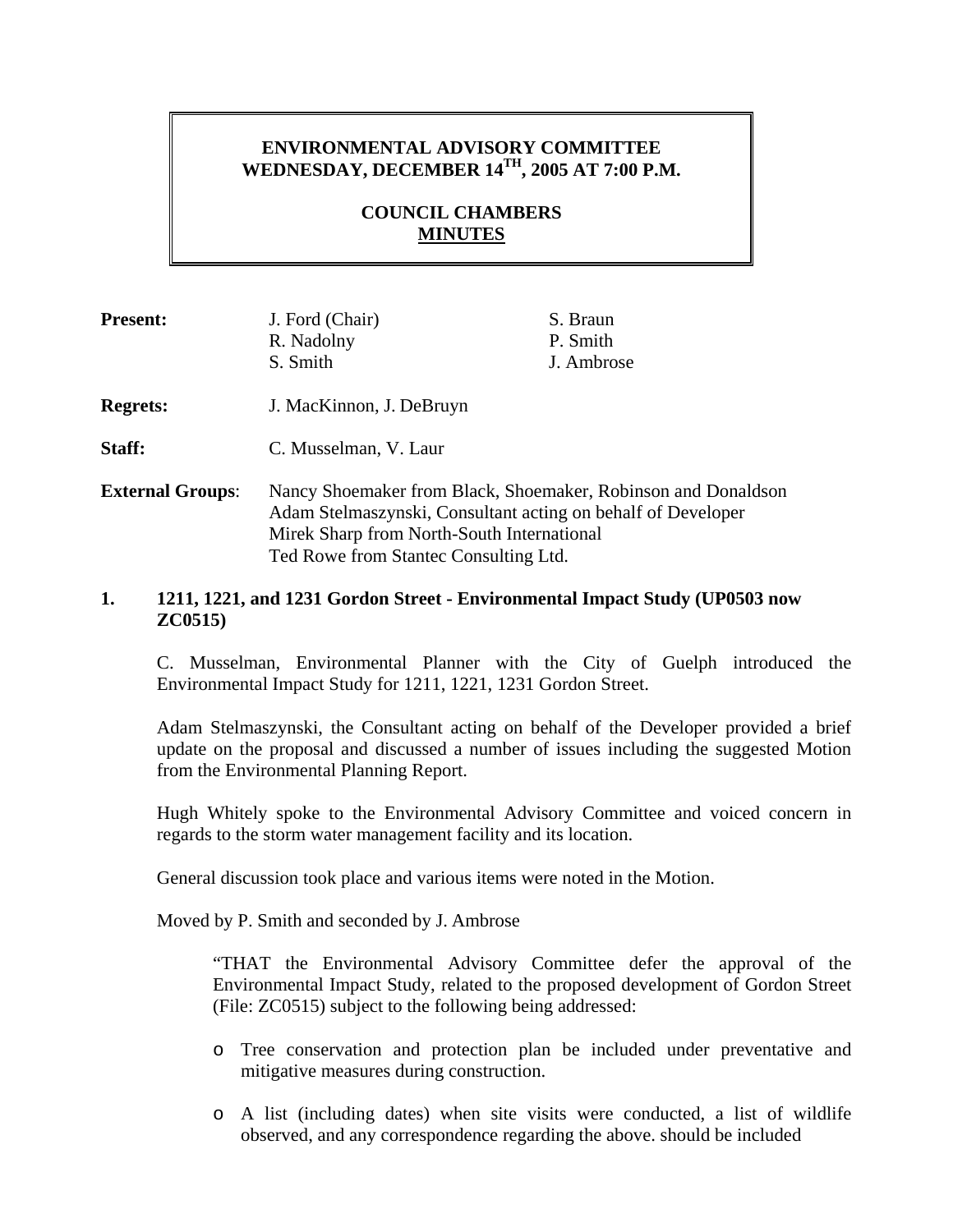# ENVIRONMENTAL ADVISORY COMMITTEE
## WEDNESDAY, DECEMBER 14TH, 2005 AT 7:00 P.M.

## COUNCIL CHAMBERS
## MINUTES

**Present:** J. Ford (Chair), R. Nadolny, S. Smith, S. Braun, P. Smith, J. Ambrose

**Regrets:** J. MacKinnon, J. DeBruyn

**Staff:** C. Musselman, V. Laur

**External Groups**: Nancy Shoemaker from Black, Shoemaker, Robinson and Donaldson
Adam Stelmaszynski, Consultant acting on behalf of Developer
Mirek Sharp from North-South International
Ted Rowe from Stantec Consulting Ltd.

### 1. 1211, 1221, and 1231 Gordon Street - Environmental Impact Study (UP0503 now ZC0515)

C. Musselman, Environmental Planner with the City of Guelph introduced the Environmental Impact Study for 1211, 1221, 1231 Gordon Street.

Adam Stelmaszynski, the Consultant acting on behalf of the Developer provided a brief update on the proposal and discussed a number of issues including the suggested Motion from the Environmental Planning Report.

Hugh Whitely spoke to the Environmental Advisory Committee and voiced concern in regards to the storm water management facility and its location.

General discussion took place and various items were noted in the Motion.

Moved by P. Smith and seconded by J. Ambrose

> "THAT the Environmental Advisory Committee defer the approval of the Environmental Impact Study, related to the proposed development of Gordon Street (File: ZC0515) subject to the following being addressed:
>
> - Tree conservation and protection plan be included under preventative and mitigative measures during construction.
>
> - A list (including dates) when site visits were conducted, a list of wildlife observed, and any correspondence regarding the above. should be included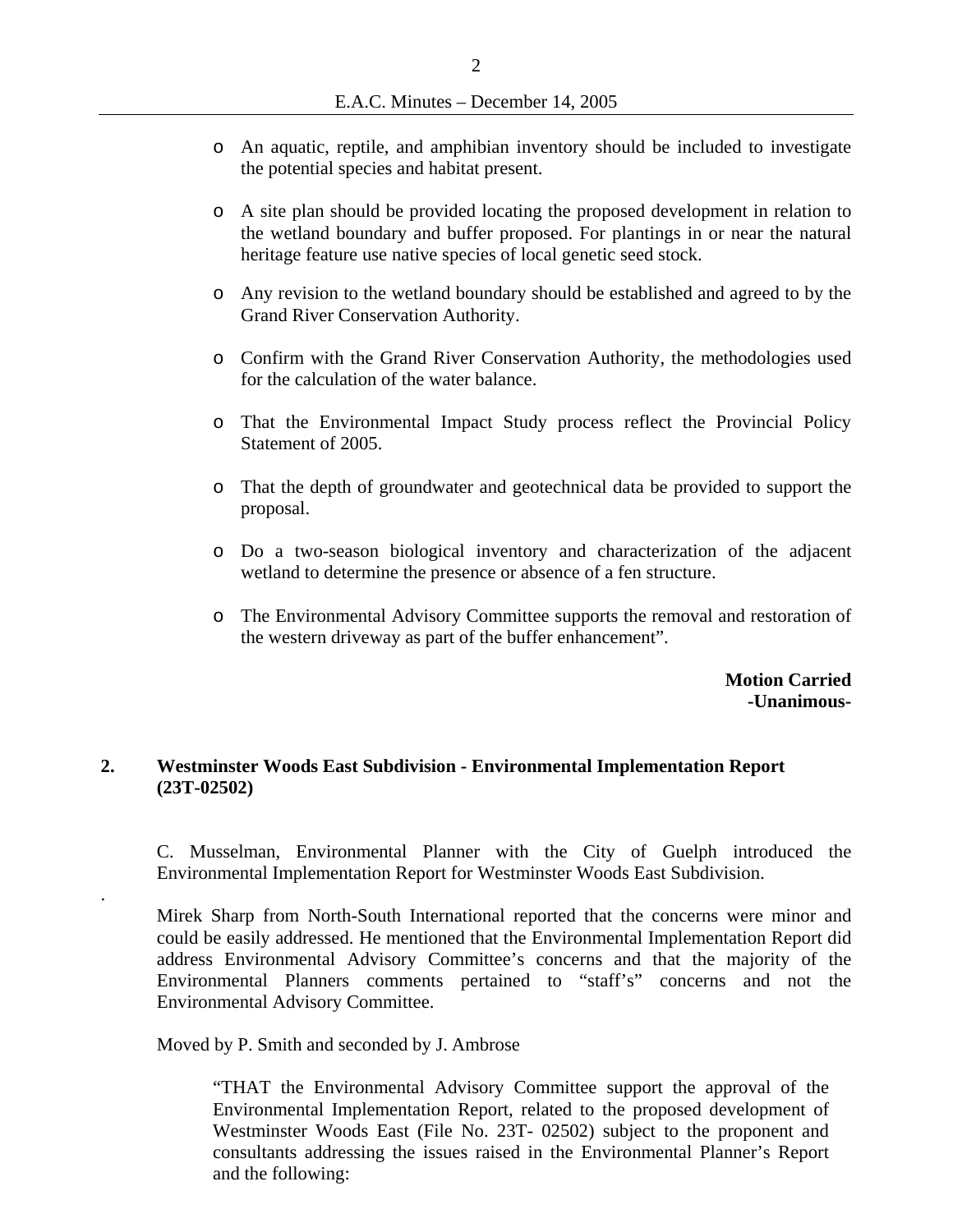- An aquatic, reptile, and amphibian inventory should be included to investigate the potential species and habitat present.

- A site plan should be provided locating the proposed development in relation to the wetland boundary and buffer proposed. For plantings in or near the natural heritage feature use native species of local genetic seed stock.

- Any revision to the wetland boundary should be established and agreed to by the Grand River Conservation Authority.

- Confirm with the Grand River Conservation Authority, the methodologies used for the calculation of the water balance.

- That the Environmental Impact Study process reflect the Provincial Policy Statement of 2005.

- That the depth of groundwater and geotechnical data be provided to support the proposal.

- Do a two-season biological inventory and characterization of the adjacent wetland to determine the presence or absence of a fen structure.

- The Environmental Advisory Committee supports the removal and restoration of the western driveway as part of the buffer enhancement".

**Motion Carried**
**-Unanimous-**

## 2. Westminster Woods East Subdivision - Environmental Implementation Report (23T-02502)

C. Musselman, Environmental Planner with the City of Guelph introduced the Environmental Implementation Report for Westminster Woods East Subdivision.

Mirek Sharp from North-South International reported that the concerns were minor and could be easily addressed. He mentioned that the Environmental Implementation Report did address Environmental Advisory Committee's concerns and that the majority of the Environmental Planners comments pertained to "staff's" concerns and not the Environmental Advisory Committee.

Moved by P. Smith and seconded by J. Ambrose

"THAT the Environmental Advisory Committee support the approval of the Environmental Implementation Report, related to the proposed development of Westminster Woods East (File No. 23T- 02502) subject to the proponent and consultants addressing the issues raised in the Environmental Planner's Report and the following: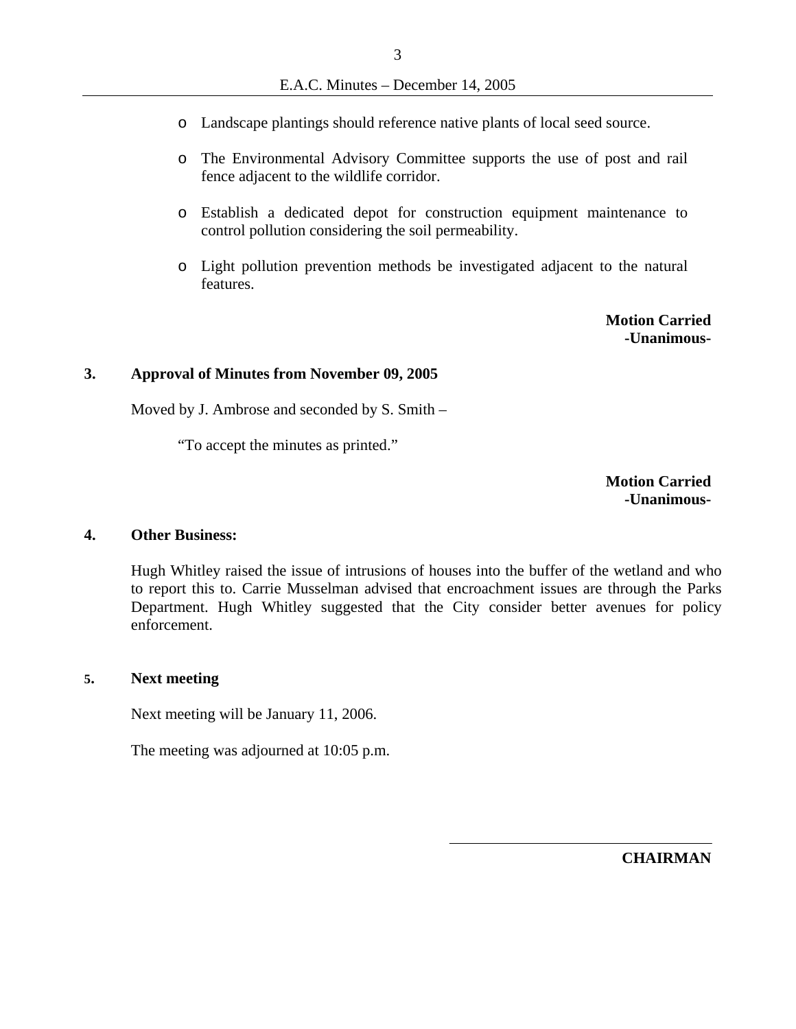- Landscape plantings should reference native plants of local seed source.
- The Environmental Advisory Committee supports the use of post and rail fence adjacent to the wildlife corridor.
- Establish a dedicated depot for construction equipment maintenance to control pollution considering the soil permeability.
- Light pollution prevention methods be investigated adjacent to the natural features.

**Motion Carried**
**-Unanimous-**

**3. Approval of Minutes from November 09, 2005**

Moved by J. Ambrose and seconded by S. Smith –

"To accept the minutes as printed."

**Motion Carried**
**-Unanimous-**

**4. Other Business:**

Hugh Whitley raised the issue of intrusions of houses into the buffer of the wetland and who to report this to. Carrie Musselman advised that encroachment issues are through the Parks Department. Hugh Whitley suggested that the City consider better avenues for policy enforcement.

**5. Next meeting**

Next meeting will be January 11, 2006.

The meeting was adjourned at 10:05 p.m.

\_\_\_\_\_\_\_\_\_\_\_\_\_\_\_\_\_\_\_\_\_\_\_\_\_\_\_\_\_\_\_\_\_\_

**CHAIRMAN**